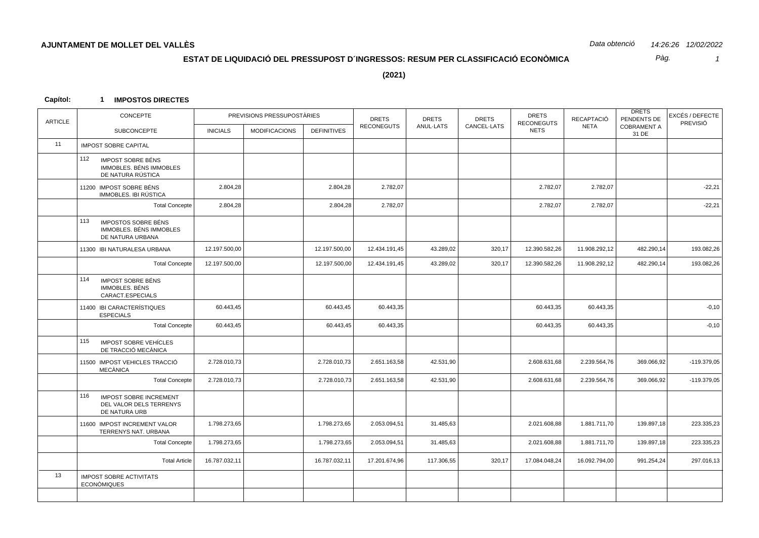**AJUNTAMENT DE MOLLET DEL VALLÈS**

*Data obtenció* *14:26:26 12/02/2022*

## ESTAT DE LIQUIDACIÓ DEL PRESSUPOST D´INGRESSOS: RESUM PER CLASSIFICACIÓ ECONÒMICA

**(2021)**

**Capítol: 1 IMPOSTOS DIRECTES**

| ARTICLE | CONCEPTE / SUBCONCEPTE | PREVISIONS PRESSUPOSTÀRIES INICIALS | MODIFICACIONS | DEFINITIVES | DRETS RECONEGUTS | DRETS ANUL·LATS | DRETS CANCEL·LATS | DRETS RECONEGUTS NETS | RECAPTACIÓ NETA | DRETS PENDENTS DE COBRAMENT A 31 DE | EXCÉS / DEFECTE PREVISIÓ |
|---|---|---|---|---|---|---|---|---|---|---|---|
| 11 | IMPOST SOBRE CAPITAL | | | | | | | | | | |
| | 112 IMPOST SOBRE BÉNS IMMOBLES. BÉNS IMMOBLES DE NATURA RÚSTICA | | | | | | | | | | |
| | 11200 IMPOST SOBRE BÉNS IMMOBLES. IBI RÚSTICA | 2.804,28 | | 2.804,28 | 2.782,07 | | | 2.782,07 | 2.782,07 | | -22,21 |
| | Total Concepte | 2.804,28 | | 2.804,28 | 2.782,07 | | | 2.782,07 | 2.782,07 | | -22,21 |
| | 113 IMPOSTOS SOBRE BÉNS IMMOBLES. BÉNS IMMOBLES DE NATURA URBANA | | | | | | | | | | |
| | 11300 IBI NATURALESA URBANA | 12.197.500,00 | | 12.197.500,00 | 12.434.191,45 | 43.289,02 | 320,17 | 12.390.582,26 | 11.908.292,12 | 482.290,14 | 193.082,26 |
| | Total Concepte | 12.197.500,00 | | 12.197.500,00 | 12.434.191,45 | 43.289,02 | 320,17 | 12.390.582,26 | 11.908.292,12 | 482.290,14 | 193.082,26 |
| | 114 IMPOST SOBRE BÉNS IMMOBLES. BÉNS CARACT.ESPECIALS | | | | | | | | | | |
| | 11400 IBI CARACTERÍSTIQUES ESPECIALS | 60.443,45 | | 60.443,45 | 60.443,35 | | | 60.443,35 | 60.443,35 | | -0,10 |
| | Total Concepte | 60.443,45 | | 60.443,45 | 60.443,35 | | | 60.443,35 | 60.443,35 | | -0,10 |
| | 115 IMPOST SOBRE VEHÍCLES DE TRACCIÓ MECÀNICA | | | | | | | | | | |
| | 11500 IMPOST VEHICLES TRACCIÓ MECÀNICA | 2.728.010,73 | | 2.728.010,73 | 2.651.163,58 | 42.531,90 | | 2.608.631,68 | 2.239.564,76 | 369.066,92 | -119.379,05 |
| | Total Concepte | 2.728.010,73 | | 2.728.010,73 | 2.651.163,58 | 42.531,90 | | 2.608.631,68 | 2.239.564,76 | 369.066,92 | -119.379,05 |
| | 116 IMPOST SOBRE INCREMENT DEL VALOR DELS TERRENYS DE NATURA URB | | | | | | | | | | |
| | 11600 IMPOST INCREMENT VALOR TERRENYS NAT. URBANA | 1.798.273,65 | | 1.798.273,65 | 2.053.094,51 | 31.485,63 | | 2.021.608,88 | 1.881.711,70 | 139.897,18 | 223.335,23 |
| | Total Concepte | 1.798.273,65 | | 1.798.273,65 | 2.053.094,51 | 31.485,63 | | 2.021.608,88 | 1.881.711,70 | 139.897,18 | 223.335,23 |
| | Total Article | 16.787.032,11 | | 16.787.032,11 | 17.201.674,96 | 117.306,55 | 320,17 | 17.084.048,24 | 16.092.794,00 | 991.254,24 | 297.016,13 |
| 13 | IMPOST SOBRE ACTIVITATS ECONÒMIQUES | | | | | | | | | | |
| | | | | | | | | | | | |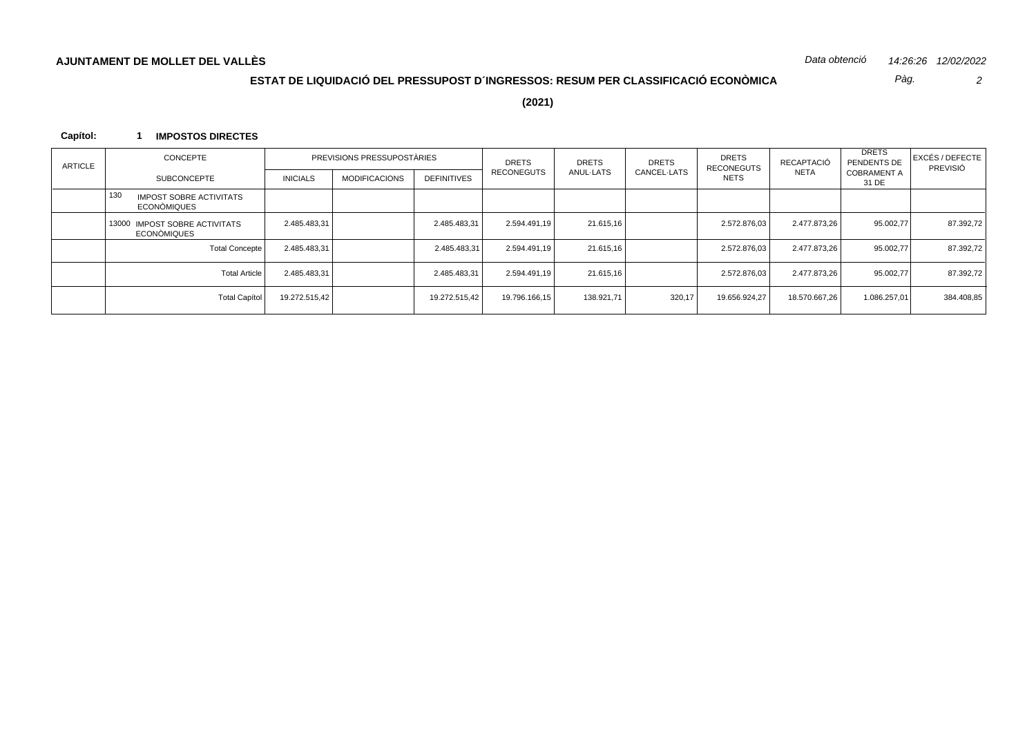**AJUNTAMENT DE MOLLET DEL VALLÈS**

*Data obtenció 14:26:26 12/02/2022*

## ESTAT DE LIQUIDACIÓ DEL PRESSUPOST D´INGRESSOS: RESUM PER CLASSIFICACIÓ ECONÒMICA

**(2021)**

**Capítol: 1 IMPOSTOS DIRECTES**

| ARTICLE | CONCEPTE | PREVISIONS PRESSUPOSTÀRIES | | | DRETS RECONEGUTS | DRETS ANUL·LATS | DRETS CANCEL·LATS | DRETS RECONEGUTS NETS | RECAPTACIÓ NETA | DRETS PENDENTS DE COBRAMENT A 31 DE | EXCÉS / DEFECTE PREVISIÓ |
|---|---|---|---|---|---|---|---|---|---|---|---|
| | SUBCONCEPTE | INICIALS | MODIFICACIONS | DEFINITIVES | | | | | | | |
| | 130 IMPOST SOBRE ACTIVITATS ECONÒMIQUES | | | | | | | | | | |
| | 13000 IMPOST SOBRE ACTIVITATS ECONÒMIQUES | 2.485.483,31 | | 2.485.483,31 | 2.594.491,19 | 21.615,16 | | 2.572.876,03 | 2.477.873,26 | 95.002,77 | 87.392,72 |
| | Total Concepte | 2.485.483,31 | | 2.485.483,31 | 2.594.491,19 | 21.615,16 | | 2.572.876,03 | 2.477.873,26 | 95.002,77 | 87.392,72 |
| | Total Article | 2.485.483,31 | | 2.485.483,31 | 2.594.491,19 | 21.615,16 | | 2.572.876,03 | 2.477.873,26 | 95.002,77 | 87.392,72 |
| | Total Capítol | 19.272.515,42 | | 19.272.515,42 | 19.796.166,15 | 138.921,71 | 320,17 | 19.656.924,27 | 18.570.667,26 | 1.086.257,01 | 384.408,85 |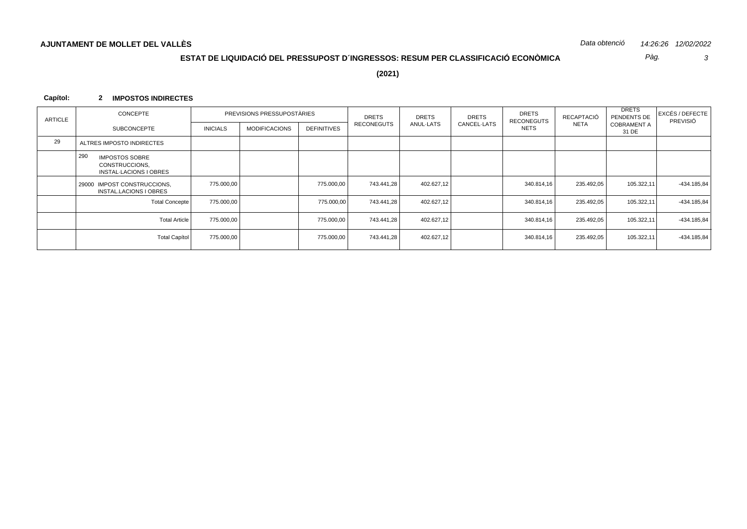**AJUNTAMENT DE MOLLET DEL VALLÈS**

*Data obtenció* *14:26:26 12/02/2022*

## ESTAT DE LIQUIDACIÓ DEL PRESSUPOST D´INGRESSOS: RESUM PER CLASSIFICACIÓ ECONÒMICA

**(2021)**

**Capítol: 2 IMPOSTOS INDIRECTES**

| ARTICLE | CONCEPTE | PREVISIONS PRESSUPOSTÀRIES | | | DRETS RECONEGUTS | DRETS ANUL·LATS | DRETS CANCEL·LATS | DRETS RECONEGUTS NETS | RECAPTACIÓ NETA | DRETS PENDENTS DE COBRAMENT A 31 DE | EXCÉS / DEFECTE PREVISIÓ |
|---|---|---|---|---|---|---|---|---|---|---|---|
| | SUBCONCEPTE | INICIALS | MODIFICACIONS | DEFINITIVES | | | | | | | |
| 29 | ALTRES IMPOSTO INDIRECTES | | | | | | | | | | |
| | 290 IMPOSTOS SOBRE CONSTRUCCIONS, INSTAL·LACIONS I OBRES | | | | | | | | | | |
| | 29000 IMPOST CONSTRUCCIONS, INSTAL.LACIONS I OBRES | 775.000,00 | | 775.000,00 | 743.441,28 | 402.627,12 | | 340.814,16 | 235.492,05 | 105.322,11 | -434.185,84 |
| | Total Concepte | 775.000,00 | | 775.000,00 | 743.441,28 | 402.627,12 | | 340.814,16 | 235.492,05 | 105.322,11 | -434.185,84 |
| | Total Article | 775.000,00 | | 775.000,00 | 743.441,28 | 402.627,12 | | 340.814,16 | 235.492,05 | 105.322,11 | -434.185,84 |
| | Total Capítol | 775.000,00 | | 775.000,00 | 743.441,28 | 402.627,12 | | 340.814,16 | 235.492,05 | 105.322,11 | -434.185,84 |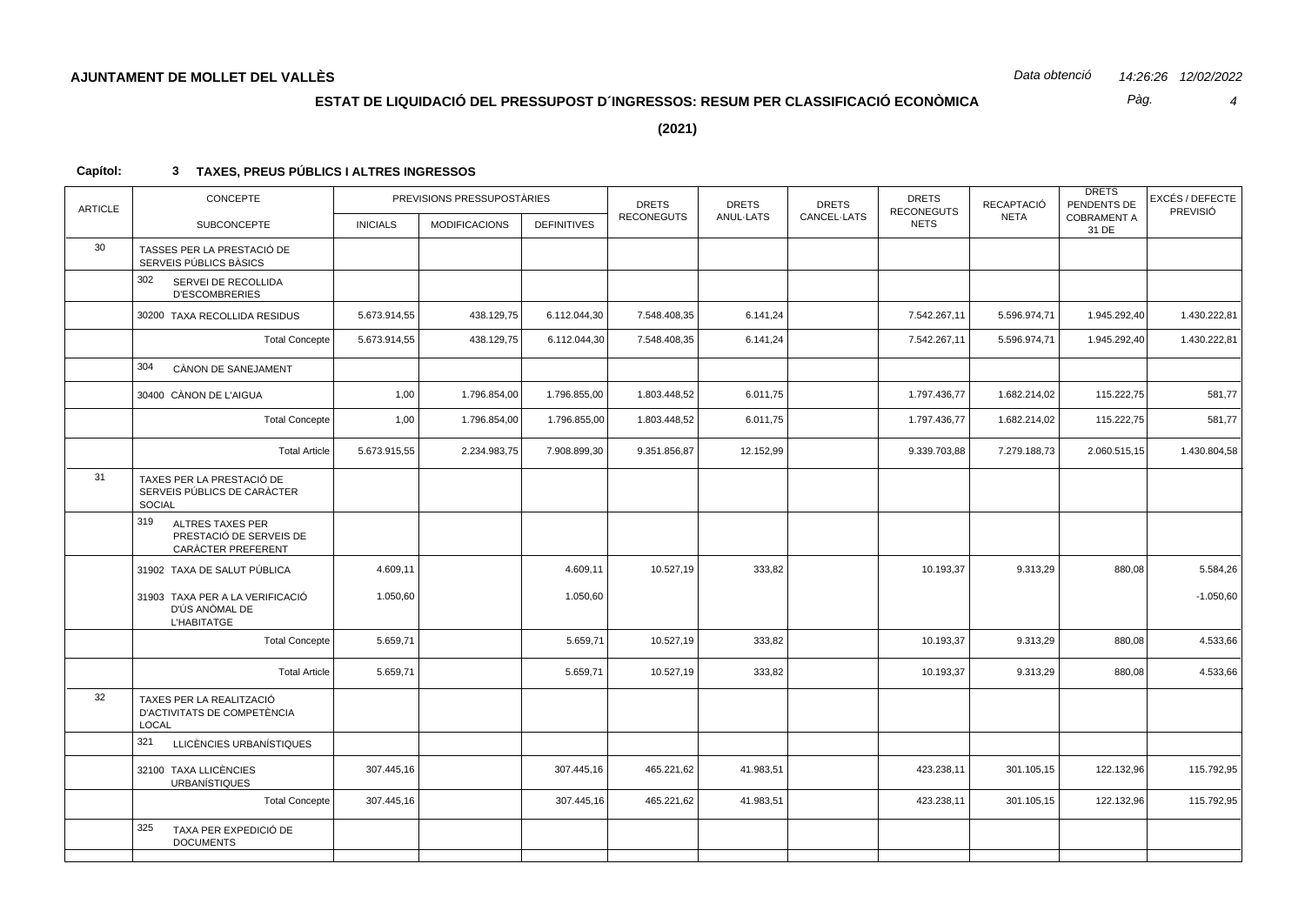**AJUNTAMENT DE MOLLET DEL VALLÈS**

*Data obtenció* *14:26:26 12/02/2022*

## ESTAT DE LIQUIDACIÓ DEL PRESSUPOST D´INGRESSOS: RESUM PER CLASSIFICACIÓ ECONÒMICA

**(2021)**

**Capítol: 3 TAXES, PREUS PÚBLICS I ALTRES INGRESSOS**

| ARTICLE | CONCEPTE / SUBCONCEPTE | PREVISIONS PRESSUPOSTÀRIES INICIALS | MODIFICACIONS | DEFINITIVES | DRETS RECONEGUTS | DRETS ANUL·LATS | DRETS CANCEL·LATS | DRETS RECONEGUTS NETS | RECAPTACIÓ NETA | DRETS PENDENTS DE COBRAMENT A 31 DE | EXCÉS / DEFECTE PREVISIÓ |
|---|---|---|---|---|---|---|---|---|---|---|---|
| 30 | TASSES PER LA PRESTACIÓ DE SERVEIS PÚBLICS BÀSICS | | | | | | | | | | |
| | 302 SERVEI DE RECOLLIDA D'ESCOMBRERIES | | | | | | | | | | |
| | 30200 TAXA RECOLLIDA RESIDUS | 5.673.914,55 | 438.129,75 | 6.112.044,30 | 7.548.408,35 | 6.141,24 | | 7.542.267,11 | 5.596.974,71 | 1.945.292,40 | 1.430.222,81 |
| | Total Concepte | 5.673.914,55 | 438.129,75 | 6.112.044,30 | 7.548.408,35 | 6.141,24 | | 7.542.267,11 | 5.596.974,71 | 1.945.292,40 | 1.430.222,81 |
| | 304 CÀNON DE SANEJAMENT | | | | | | | | | | |
| | 30400 CÀNON DE L'AIGUA | 1,00 | 1.796.854,00 | 1.796.855,00 | 1.803.448,52 | 6.011,75 | | 1.797.436,77 | 1.682.214,02 | 115.222,75 | 581,77 |
| | Total Concepte | 1,00 | 1.796.854,00 | 1.796.855,00 | 1.803.448,52 | 6.011,75 | | 1.797.436,77 | 1.682.214,02 | 115.222,75 | 581,77 |
| | Total Article | 5.673.915,55 | 2.234.983,75 | 7.908.899,30 | 9.351.856,87 | 12.152,99 | | 9.339.703,88 | 7.279.188,73 | 2.060.515,15 | 1.430.804,58 |
| 31 | TAXES PER LA PRESTACIÓ DE SERVEIS PÚBLICS DE CARÀCTER SOCIAL | | | | | | | | | | |
| | 319 ALTRES TAXES PER PRESTACIÓ DE SERVEIS DE CARÀCTER PREFERENT | | | | | | | | | | |
| | 31902 TAXA DE SALUT PÚBLICA | 4.609,11 | | 4.609,11 | 10.527,19 | 333,82 | | 10.193,37 | 9.313,29 | 880,08 | 5.584,26 |
| | 31903 TAXA PER A LA VERIFICACIÓ D'ÚS ANÒMAL DE L'HABITATGE | 1.050,60 | | 1.050,60 | | | | | | | -1.050,60 |
| | Total Concepte | 5.659,71 | | 5.659,71 | 10.527,19 | 333,82 | | 10.193,37 | 9.313,29 | 880,08 | 4.533,66 |
| | Total Article | 5.659,71 | | 5.659,71 | 10.527,19 | 333,82 | | 10.193,37 | 9.313,29 | 880,08 | 4.533,66 |
| 32 | TAXES PER LA REALITZACIÓ D'ACTIVITATS DE COMPETÈNCIA LOCAL | | | | | | | | | | |
| | 321 LLICÈNCIES URBANÍSTIQUES | | | | | | | | | | |
| | 32100 TAXA LLICÈNCIES URBANÍSTIQUES | 307.445,16 | | 307.445,16 | 465.221,62 | 41.983,51 | | 423.238,11 | 301.105,15 | 122.132,96 | 115.792,95 |
| | Total Concepte | 307.445,16 | | 307.445,16 | 465.221,62 | 41.983,51 | | 423.238,11 | 301.105,15 | 122.132,96 | 115.792,95 |
| | 325 TAXA PER EXPEDICIÓ DE DOCUMENTS | | | | | | | | | | |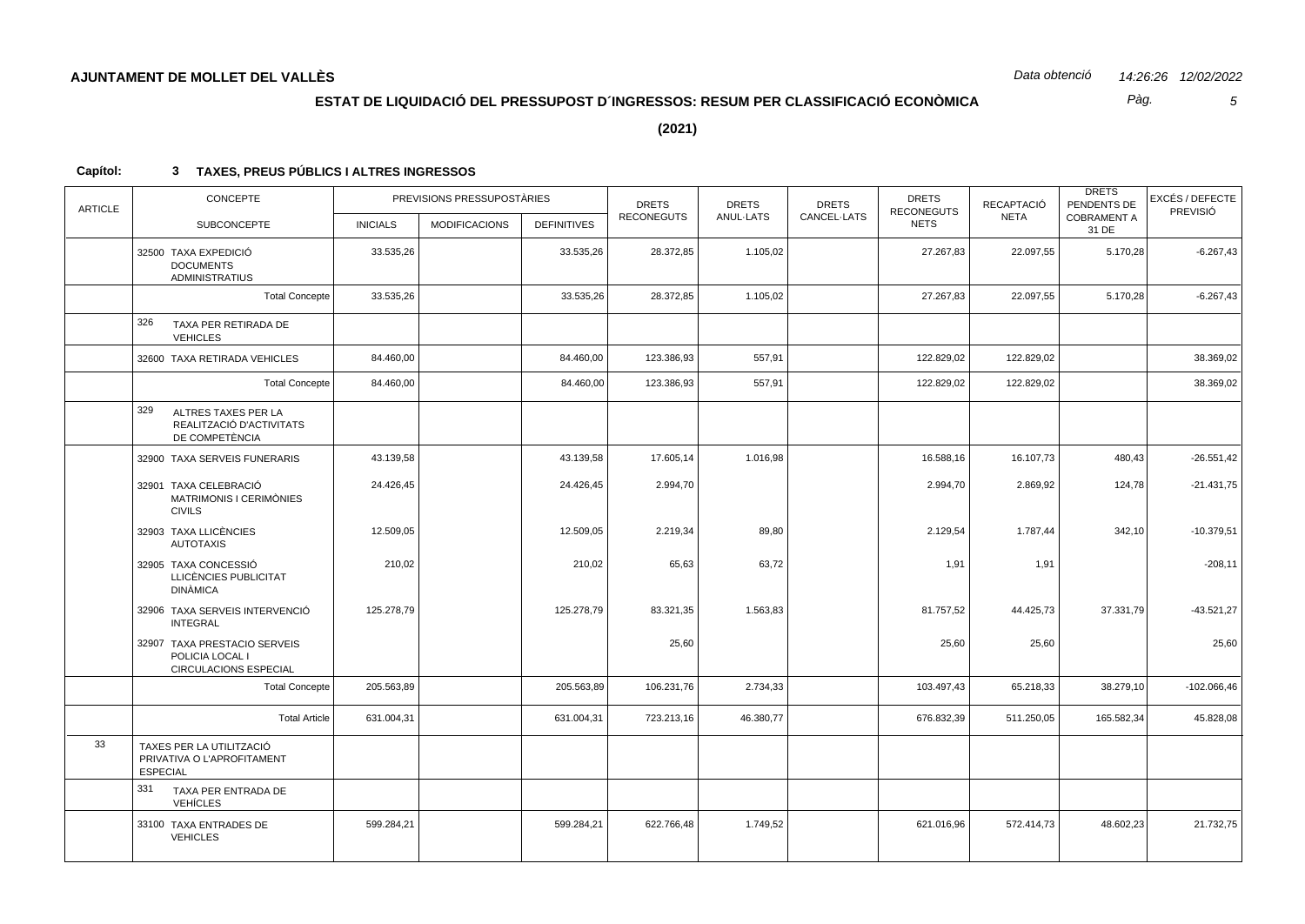**AJUNTAMENT DE MOLLET DEL VALLÈS**

*Data obtenció 14:26:26 12/02/2022*

## ESTAT DE LIQUIDACIÓ DEL PRESSUPOST D´INGRESSOS: RESUM PER CLASSIFICACIÓ ECONÒMICA

**(2021)**

**Capítol: 3 TAXES, PREUS PÚBLICS I ALTRES INGRESSOS**

| ARTICLE | CONCEPTE / SUBCONCEPTE | PREVISIONS PRESSUPOSTÀRIES INICIALS | MODIFICACIONS | DEFINITIVES | DRETS RECONEGUTS | DRETS ANUL·LATS | DRETS CANCEL·LATS | DRETS RECONEGUTS NETS | RECAPTACIÓ NETA | DRETS PENDENTS DE COBRAMENT A 31 DE | EXCÉS / DEFECTE PREVISIÓ |
|---|---|---|---|---|---|---|---|---|---|---|---|
| | 32500 TAXA EXPEDICIÓ DOCUMENTS ADMINISTRATIUS | 33.535,26 | | 33.535,26 | 28.372,85 | 1.105,02 | | 27.267,83 | 22.097,55 | 5.170,28 | -6.267,43 |
| | Total Concepte | 33.535,26 | | 33.535,26 | 28.372,85 | 1.105,02 | | 27.267,83 | 22.097,55 | 5.170,28 | -6.267,43 |
| | 326 TAXA PER RETIRADA DE VEHICLES | | | | | | | | | | |
| | 32600 TAXA RETIRADA VEHICLES | 84.460,00 | | 84.460,00 | 123.386,93 | 557,91 | | 122.829,02 | 122.829,02 | | 38.369,02 |
| | Total Concepte | 84.460,00 | | 84.460,00 | 123.386,93 | 557,91 | | 122.829,02 | 122.829,02 | | 38.369,02 |
| | 329 ALTRES TAXES PER LA REALITZACIÓ D'ACTIVITATS DE COMPETÈNCIA | | | | | | | | | | |
| | 32900 TAXA SERVEIS FUNERARIS | 43.139,58 | | 43.139,58 | 17.605,14 | 1.016,98 | | 16.588,16 | 16.107,73 | 480,43 | -26.551,42 |
| | 32901 TAXA CELEBRACIÓ MATRIMONIS I CERIMÒNIES CIVILS | 24.426,45 | | 24.426,45 | 2.994,70 | | | 2.994,70 | 2.869,92 | 124,78 | -21.431,75 |
| | 32903 TAXA LLICÈNCIES AUTOTAXIS | 12.509,05 | | 12.509,05 | 2.219,34 | 89,80 | | 2.129,54 | 1.787,44 | 342,10 | -10.379,51 |
| | 32905 TAXA CONCESSIÓ LLICÈNCIES PUBLICITAT DINÀMICA | 210,02 | | 210,02 | 65,63 | 63,72 | | 1,91 | 1,91 | | -208,11 |
| | 32906 TAXA SERVEIS INTERVENCIÓ INTEGRAL | 125.278,79 | | 125.278,79 | 83.321,35 | 1.563,83 | | 81.757,52 | 44.425,73 | 37.331,79 | -43.521,27 |
| | 32907 TAXA PRESTACIO SERVEIS POLICIA LOCAL I CIRCULACIONS ESPECIAL | | | | 25,60 | | | 25,60 | 25,60 | | 25,60 |
| | Total Concepte | 205.563,89 | | 205.563,89 | 106.231,76 | 2.734,33 | | 103.497,43 | 65.218,33 | 38.279,10 | -102.066,46 |
| | Total Article | 631.004,31 | | 631.004,31 | 723.213,16 | 46.380,77 | | 676.832,39 | 511.250,05 | 165.582,34 | 45.828,08 |
| 33 | TAXES PER LA UTILITZACIÓ PRIVATIVA O L'APROFITAMENT ESPECIAL | | | | | | | | | | |
| | 331 TAXA PER ENTRADA DE VEHÍCLES | | | | | | | | | | |
| | 33100 TAXA ENTRADES DE VEHICLES | 599.284,21 | | 599.284,21 | 622.766,48 | 1.749,52 | | 621.016,96 | 572.414,73 | 48.602,23 | 21.732,75 |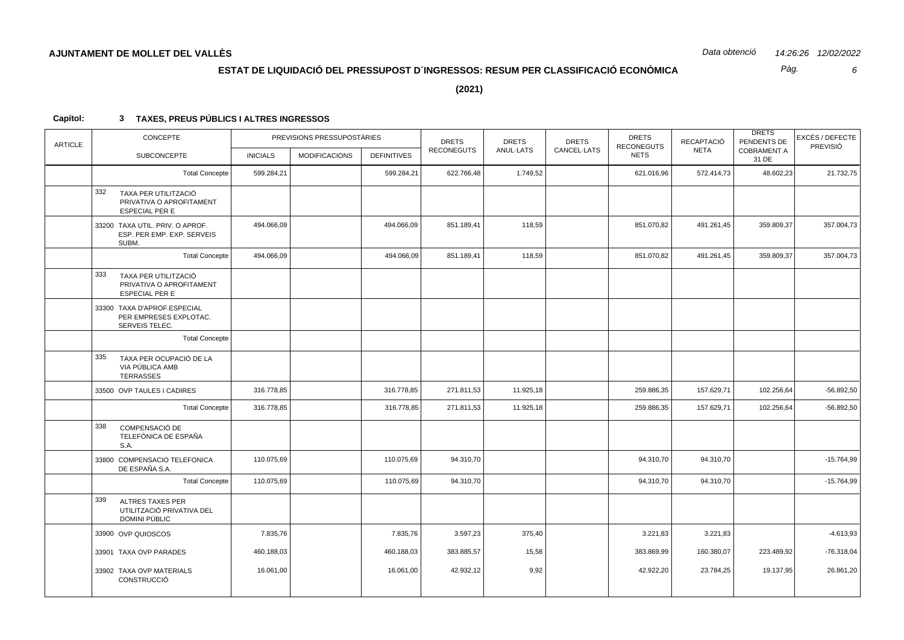**AJUNTAMENT DE MOLLET DEL VALLÈS**

*Data obtenció* *14:26:26 12/02/2022*

## ESTAT DE LIQUIDACIÓ DEL PRESSUPOST D´INGRESSOS: RESUM PER CLASSIFICACIÓ ECONÒMICA

**(2021)**

**Capítol: 3 TAXES, PREUS PÚBLICS I ALTRES INGRESSOS**

| ARTICLE | CONCEPTE / SUBCONCEPTE | PREVISIONS PRESSUPOSTÀRIES INICIALS | MODIFICACIONS | DEFINITIVES | DRETS RECONEGUTS | DRETS ANUL·LATS | DRETS CANCEL·LATS | DRETS RECONEGUTS NETS | RECAPTACIÓ NETA | DRETS PENDENTS DE COBRAMENT A 31 DE | EXCÉS / DEFECTE PREVISIÓ |
|---|---|---|---|---|---|---|---|---|---|---|---|
| | Total Concepte | 599.284,21 | | 599.284,21 | 622.766,48 | 1.749,52 | | 621.016,96 | 572.414,73 | 48.602,23 | 21.732,75 |
| | 332 TAXA PER UTILITZACIÓ PRIVATIVA O APROFITAMENT ESPECIAL PER E | | | | | | | | | | |
| | 33200 TAXA UTIL. PRIV. O APROF. ESP. PER EMP. EXP. SERVEIS SUBM. | 494.066,09 | | 494.066,09 | 851.189,41 | 118,59 | | 851.070,82 | 491.261,45 | 359.809,37 | 357.004,73 |
| | Total Concepte | 494.066,09 | | 494.066,09 | 851.189,41 | 118,59 | | 851.070,82 | 491.261,45 | 359.809,37 | 357.004,73 |
| | 333 TAXA PER UTILITZACIÓ PRIVATIVA O APROFITAMENT ESPECIAL PER E | | | | | | | | | | |
| | 33300 TAXA D'APROF.ESPECIAL PER EMPRESES EXPLOTAC. SERVEIS TELEC. | | | | | | | | | | |
| | Total Concepte | | | | | | | | | | |
| | 335 TAXA PER OCUPACIÓ DE LA VIA PÚBLICA AMB TERRASSES | | | | | | | | | | |
| | 33500 OVP TAULES I CADIRES | 316.778,85 | | 316.778,85 | 271.811,53 | 11.925,18 | | 259.886,35 | 157.629,71 | 102.256,64 | -56.892,50 |
| | Total Concepte | 316.778,85 | | 316.778,85 | 271.811,53 | 11.925,18 | | 259.886,35 | 157.629,71 | 102.256,64 | -56.892,50 |
| | 338 COMPENSACIÓ DE TELEFÓNICA DE ESPAÑA S.A. | | | | | | | | | | |
| | 33800 COMPENSACIO TELEFONICA DE ESPAÑA S.A. | 110.075,69 | | 110.075,69 | 94.310,70 | | | 94.310,70 | 94.310,70 | | -15.764,99 |
| | Total Concepte | 110.075,69 | | 110.075,69 | 94.310,70 | | | 94.310,70 | 94.310,70 | | -15.764,99 |
| | 339 ALTRES TAXES PER UTILITZACIÓ PRIVATIVA DEL DOMINI PÚBLIC | | | | | | | | | | |
| | 33900 OVP QUIOSCOS | 7.835,76 | | 7.835,76 | 3.597,23 | 375,40 | | 3.221,83 | 3.221,83 | | -4.613,93 |
| | 33901 TAXA OVP PARADES | 460.188,03 | | 460.188,03 | 383.885,57 | 15,58 | | 383.869,99 | 160.380,07 | 223.489,92 | -76.318,04 |
| | 33902 TAXA OVP MATERIALS CONSTRUCCIÓ | 16.061,00 | | 16.061,00 | 42.932,12 | 9,92 | | 42.922,20 | 23.784,25 | 19.137,95 | 26.861,20 |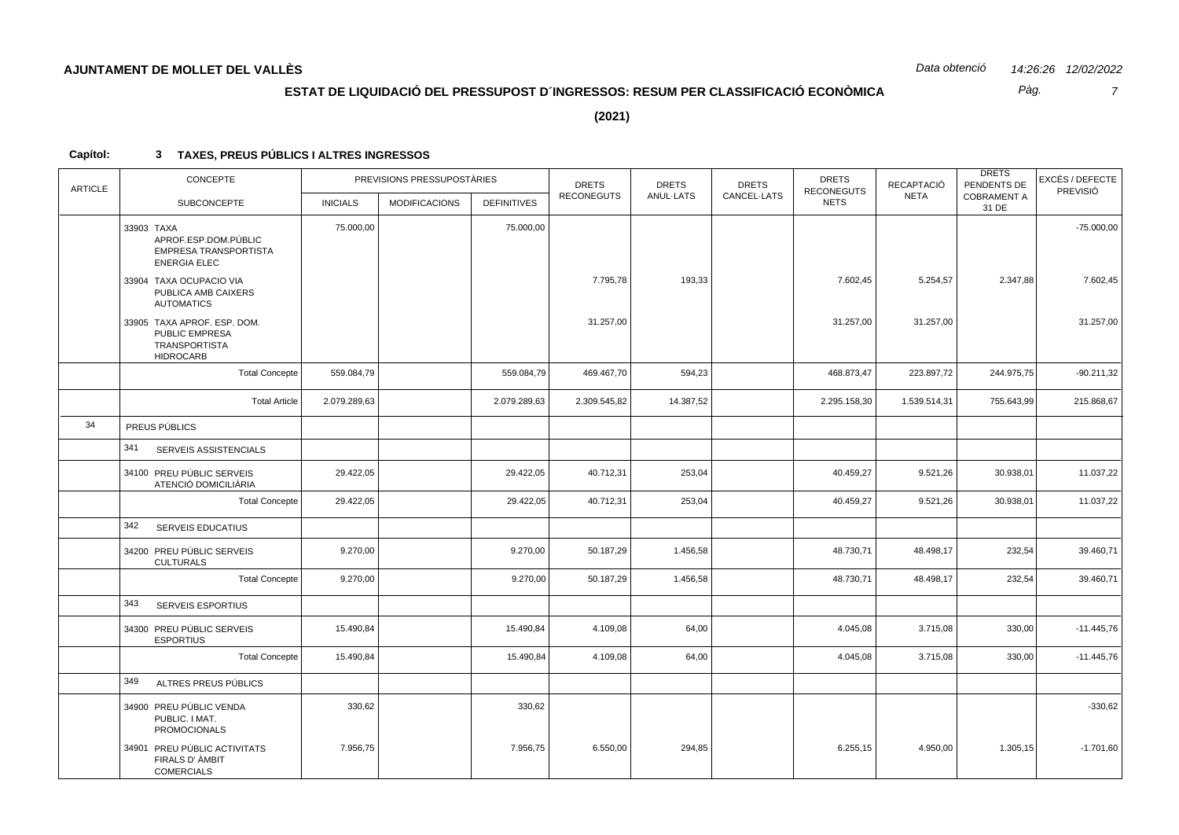**AJUNTAMENT DE MOLLET DEL VALLÈS**

*Data obtenció* *14:26:26 12/02/2022*

## ESTAT DE LIQUIDACIÓ DEL PRESSUPOST D´INGRESSOS: RESUM PER CLASSIFICACIÓ ECONÒMICA

**(2021)**

**Capítol: 3 TAXES, PREUS PÚBLICS I ALTRES INGRESSOS**

| ARTICLE | CONCEPTE / SUBCONCEPTE | PREVISIONS PRESSUPOSTÀRIES INICIALS | MODIFICACIONS | DEFINITIVES | DRETS RECONEGUTS | DRETS ANUL·LATS | DRETS CANCEL·LATS | DRETS RECONEGUTS NETS | RECAPTACIÓ NETA | DRETS PENDENTS DE COBRAMENT A 31 DE | EXCÉS / DEFECTE PREVISIÓ |
|---|---|---|---|---|---|---|---|---|---|---|---|
| | 33903 TAXA APROF.ESP.DOM.PÚBLIC EMPRESA TRANSPORTISTA ENERGIA ELEC | 75.000,00 | | 75.000,00 | | | | | | | -75.000,00 |
| | 33904 TAXA OCUPACIO VIA PUBLICA AMB CAIXERS AUTOMATICS | | | | 7.795,78 | 193,33 | | 7.602,45 | 5.254,57 | 2.347,88 | 7.602,45 |
| | 33905 TAXA APROF. ESP. DOM. PUBLIC EMPRESA TRANSPORTISTA HIDROCARB | | | | 31.257,00 | | | 31.257,00 | 31.257,00 | | 31.257,00 |
| | Total Concepte | 559.084,79 | | 559.084,79 | 469.467,70 | 594,23 | | 468.873,47 | 223.897,72 | 244.975,75 | -90.211,32 |
| | Total Article | 2.079.289,63 | | 2.079.289,63 | 2.309.545,82 | 14.387,52 | | 2.295.158,30 | 1.539.514,31 | 755.643,99 | 215.868,67 |
| 34 | PREUS PÚBLICS | | | | | | | | | | |
| | 341 SERVEIS ASSISTENCIALS | | | | | | | | | | |
| | 34100 PREU PÚBLIC SERVEIS ATENCIÓ DOMICILIÀRIA | 29.422,05 | | 29.422,05 | 40.712,31 | 253,04 | | 40.459,27 | 9.521,26 | 30.938,01 | 11.037,22 |
| | Total Concepte | 29.422,05 | | 29.422,05 | 40.712,31 | 253,04 | | 40.459,27 | 9.521,26 | 30.938,01 | 11.037,22 |
| | 342 SERVEIS EDUCATIUS | | | | | | | | | | |
| | 34200 PREU PÚBLIC SERVEIS CULTURALS | 9.270,00 | | 9.270,00 | 50.187,29 | 1.456,58 | | 48.730,71 | 48.498,17 | 232,54 | 39.460,71 |
| | Total Concepte | 9.270,00 | | 9.270,00 | 50.187,29 | 1.456,58 | | 48.730,71 | 48.498,17 | 232,54 | 39.460,71 |
| | 343 SERVEIS ESPORTIUS | | | | | | | | | | |
| | 34300 PREU PÚBLIC SERVEIS ESPORTIUS | 15.490,84 | | 15.490,84 | 4.109,08 | 64,00 | | 4.045,08 | 3.715,08 | 330,00 | -11.445,76 |
| | Total Concepte | 15.490,84 | | 15.490,84 | 4.109,08 | 64,00 | | 4.045,08 | 3.715,08 | 330,00 | -11.445,76 |
| | 349 ALTRES PREUS PÚBLICS | | | | | | | | | | |
| | 34900 PREU PÚBLIC VENDA PUBLIC. I MAT. PROMOCIONALS | 330,62 | | 330,62 | | | | | | | -330,62 |
| | 34901 PREU PÚBLIC ACTIVITATS FIRALS D' ÀMBIT COMERCIALS | 7.956,75 | | 7.956,75 | 6.550,00 | 294,85 | | 6.255,15 | 4.950,00 | 1.305,15 | -1.701,60 |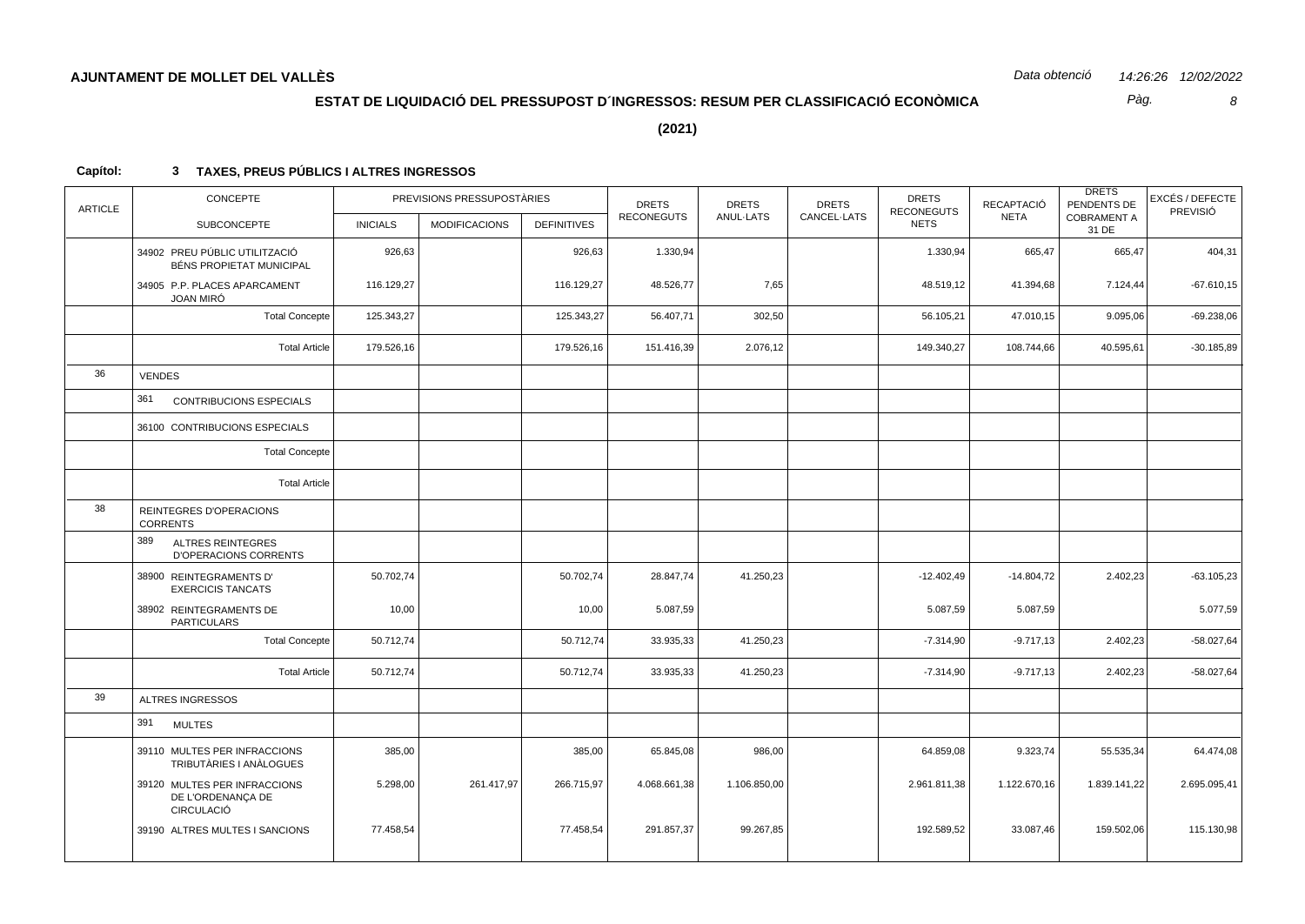**AJUNTAMENT DE MOLLET DEL VALLÈS**

*Data obtenció* *14:26:26 12/02/2022*

## ESTAT DE LIQUIDACIÓ DEL PRESSUPOST D´INGRESSOS: RESUM PER CLASSIFICACIÓ ECONÒMICA

**(2021)**

**Capítol: 3 TAXES, PREUS PÚBLICS I ALTRES INGRESSOS**

| ARTICLE | CONCEPTE / SUBCONCEPTE | PREVISIONS PRESSUPOSTÀRIES INICIALS | MODIFICACIONS | DEFINITIVES | DRETS RECONEGUTS | DRETS ANUL·LATS | DRETS CANCEL·LATS | DRETS RECONEGUTS NETS | RECAPTACIÓ NETA | DRETS PENDENTS DE COBRAMENT A 31 DE | EXCÉS / DEFECTE PREVISIÓ |
|---|---|---|---|---|---|---|---|---|---|---|---|
| | 34902 PREU PÚBLIC UTILITZACIÓ BÉNS PROPIETAT MUNICIPAL | 926,63 | | 926,63 | 1.330,94 | | | 1.330,94 | 665,47 | 665,47 | 404,31 |
| | 34905 P.P. PLACES APARCAMENT JOAN MIRÓ | 116.129,27 | | 116.129,27 | 48.526,77 | 7,65 | | 48.519,12 | 41.394,68 | 7.124,44 | -67.610,15 |
| | Total Concepte | 125.343,27 | | 125.343,27 | 56.407,71 | 302,50 | | 56.105,21 | 47.010,15 | 9.095,06 | -69.238,06 |
| | Total Article | 179.526,16 | | 179.526,16 | 151.416,39 | 2.076,12 | | 149.340,27 | 108.744,66 | 40.595,61 | -30.185,89 |
| 36 | VENDES | | | | | | | | | | |
| | 361 CONTRIBUCIONS ESPECIALS | | | | | | | | | | |
| | 36100 CONTRIBUCIONS ESPECIALS | | | | | | | | | | |
| | Total Concepte | | | | | | | | | | |
| | Total Article | | | | | | | | | | |
| 38 | REINTEGRES D'OPERACIONS CORRENTS | | | | | | | | | | |
| | 389 ALTRES REINTEGRES D'OPERACIONS CORRENTS | | | | | | | | | | |
| | 38900 REINTEGRAMENTS D' EXERCICIS TANCATS | 50.702,74 | | 50.702,74 | 28.847,74 | 41.250,23 | | -12.402,49 | -14.804,72 | 2.402,23 | -63.105,23 |
| | 38902 REINTEGRAMENTS DE PARTICULARS | 10,00 | | 10,00 | 5.087,59 | | | 5.087,59 | 5.087,59 | | 5.077,59 |
| | Total Concepte | 50.712,74 | | 50.712,74 | 33.935,33 | 41.250,23 | | -7.314,90 | -9.717,13 | 2.402,23 | -58.027,64 |
| | Total Article | 50.712,74 | | 50.712,74 | 33.935,33 | 41.250,23 | | -7.314,90 | -9.717,13 | 2.402,23 | -58.027,64 |
| 39 | ALTRES INGRESSOS | | | | | | | | | | |
| | 391 MULTES | | | | | | | | | | |
| | 39110 MULTES PER INFRACCIONS TRIBUTÀRIES I ANÀLOGUES | 385,00 | | 385,00 | 65.845,08 | 986,00 | | 64.859,08 | 9.323,74 | 55.535,34 | 64.474,08 |
| | 39120 MULTES PER INFRACCIONS DE L'ORDENANÇA DE CIRCULACIÓ | 5.298,00 | 261.417,97 | 266.715,97 | 4.068.661,38 | 1.106.850,00 | | 2.961.811,38 | 1.122.670,16 | 1.839.141,22 | 2.695.095,41 |
| | 39190 ALTRES MULTES I SANCIONS | 77.458,54 | | 77.458,54 | 291.857,37 | 99.267,85 | | 192.589,52 | 33.087,46 | 159.502,06 | 115.130,98 |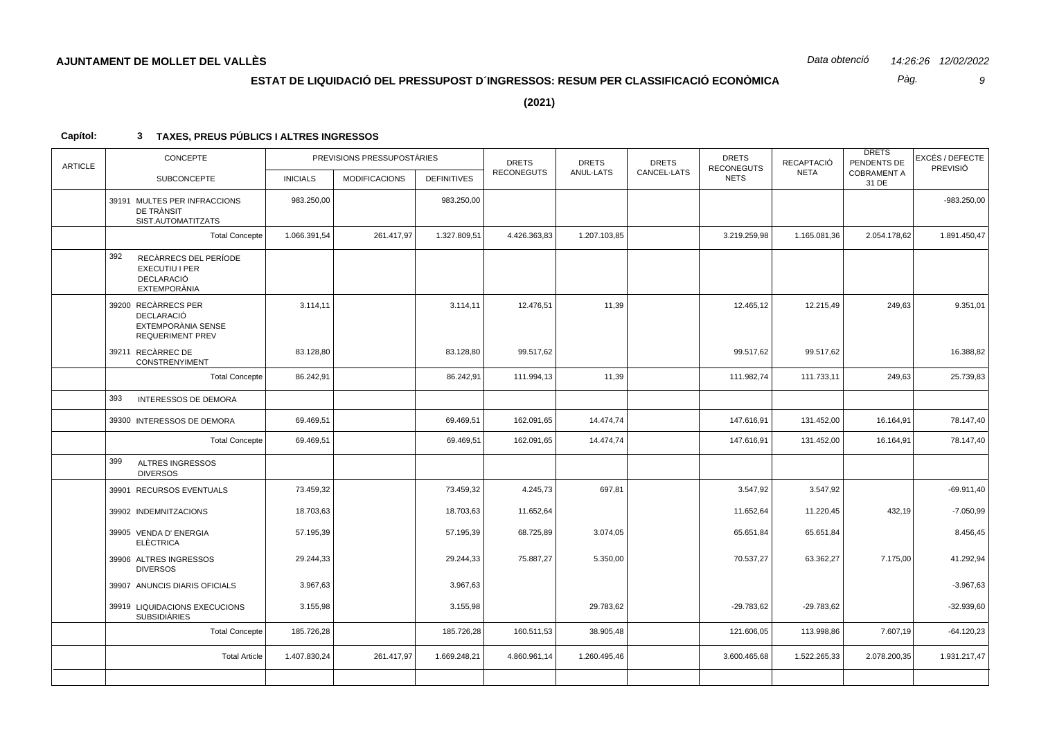**AJUNTAMENT DE MOLLET DEL VALLÈS**

*Data obtenció* *14:26:26 12/02/2022*

## ESTAT DE LIQUIDACIÓ DEL PRESSUPOST D´INGRESSOS: RESUM PER CLASSIFICACIÓ ECONÒMICA

**(2021)**

**Capítol: 3 TAXES, PREUS PÚBLICS I ALTRES INGRESSOS**

| ARTICLE | CONCEPTE / SUBCONCEPTE | PREVISIONS PRESSUPOSTÀRIES INICIALS | MODIFICACIONS | DEFINITIVES | DRETS RECONEGUTS | DRETS ANUL·LATS | DRETS CANCEL·LATS | DRETS RECONEGUTS NETS | RECAPTACIÓ NETA | DRETS PENDENTS DE COBRAMENT A 31 DE | EXCÉS / DEFECTE PREVISIÓ |
|---|---|---|---|---|---|---|---|---|---|---|---|
| | 39191 MULTES PER INFRACCIONS DE TRÀNSIT SIST.AUTOMATITZATS | 983.250,00 | | 983.250,00 | | | | | | | -983.250,00 |
| | Total Concepte | 1.066.391,54 | 261.417,97 | 1.327.809,51 | 4.426.363,83 | 1.207.103,85 | | 3.219.259,98 | 1.165.081,36 | 2.054.178,62 | 1.891.450,47 |
| | 392 RECÀRRECS DEL PERÍODE EXECUTIU I PER DECLARACIÓ EXTEMPORÀNIA | | | | | | | | | | |
| | 39200 RECÀRRECS PER DECLARACIÓ EXTEMPORÀNIA SENSE REQUERIMENT PREV | 3.114,11 | | 3.114,11 | 12.476,51 | 11,39 | | 12.465,12 | 12.215,49 | 249,63 | 9.351,01 |
| | 39211 RECÀRREC DE CONSTRENYIMENT | 83.128,80 | | 83.128,80 | 99.517,62 | | | 99.517,62 | 99.517,62 | | 16.388,82 |
| | Total Concepte | 86.242,91 | | 86.242,91 | 111.994,13 | 11,39 | | 111.982,74 | 111.733,11 | 249,63 | 25.739,83 |
| | 393 INTERESSOS DE DEMORA | | | | | | | | | | |
| | 39300 INTERESSOS DE DEMORA | 69.469,51 | | 69.469,51 | 162.091,65 | 14.474,74 | | 147.616,91 | 131.452,00 | 16.164,91 | 78.147,40 |
| | Total Concepte | 69.469,51 | | 69.469,51 | 162.091,65 | 14.474,74 | | 147.616,91 | 131.452,00 | 16.164,91 | 78.147,40 |
| | 399 ALTRES INGRESSOS DIVERSOS | | | | | | | | | | |
| | 39901 RECURSOS EVENTUALS | 73.459,32 | | 73.459,32 | 4.245,73 | 697,81 | | 3.547,92 | 3.547,92 | | -69.911,40 |
| | 39902 INDEMNITZACIONS | 18.703,63 | | 18.703,63 | 11.652,64 | | | 11.652,64 | 11.220,45 | 432,19 | -7.050,99 |
| | 39905 VENDA D' ENERGIA ELÈCTRICA | 57.195,39 | | 57.195,39 | 68.725,89 | 3.074,05 | | 65.651,84 | 65.651,84 | | 8.456,45 |
| | 39906 ALTRES INGRESSOS DIVERSOS | 29.244,33 | | 29.244,33 | 75.887,27 | 5.350,00 | | 70.537,27 | 63.362,27 | 7.175,00 | 41.292,94 |
| | 39907 ANUNCIS DIARIS OFICIALS | 3.967,63 | | 3.967,63 | | | | | | | -3.967,63 |
| | 39919 LIQUIDACIONS EXECUCIONS SUBSIDIÀRIES | 3.155,98 | | 3.155,98 | | 29.783,62 | | -29.783,62 | -29.783,62 | | -32.939,60 |
| | Total Concepte | 185.726,28 | | 185.726,28 | 160.511,53 | 38.905,48 | | 121.606,05 | 113.998,86 | 7.607,19 | -64.120,23 |
| | Total Article | 1.407.830,24 | 261.417,97 | 1.669.248,21 | 4.860.961,14 | 1.260.495,46 | | 3.600.465,68 | 1.522.265,33 | 2.078.200,35 | 1.931.217,47 |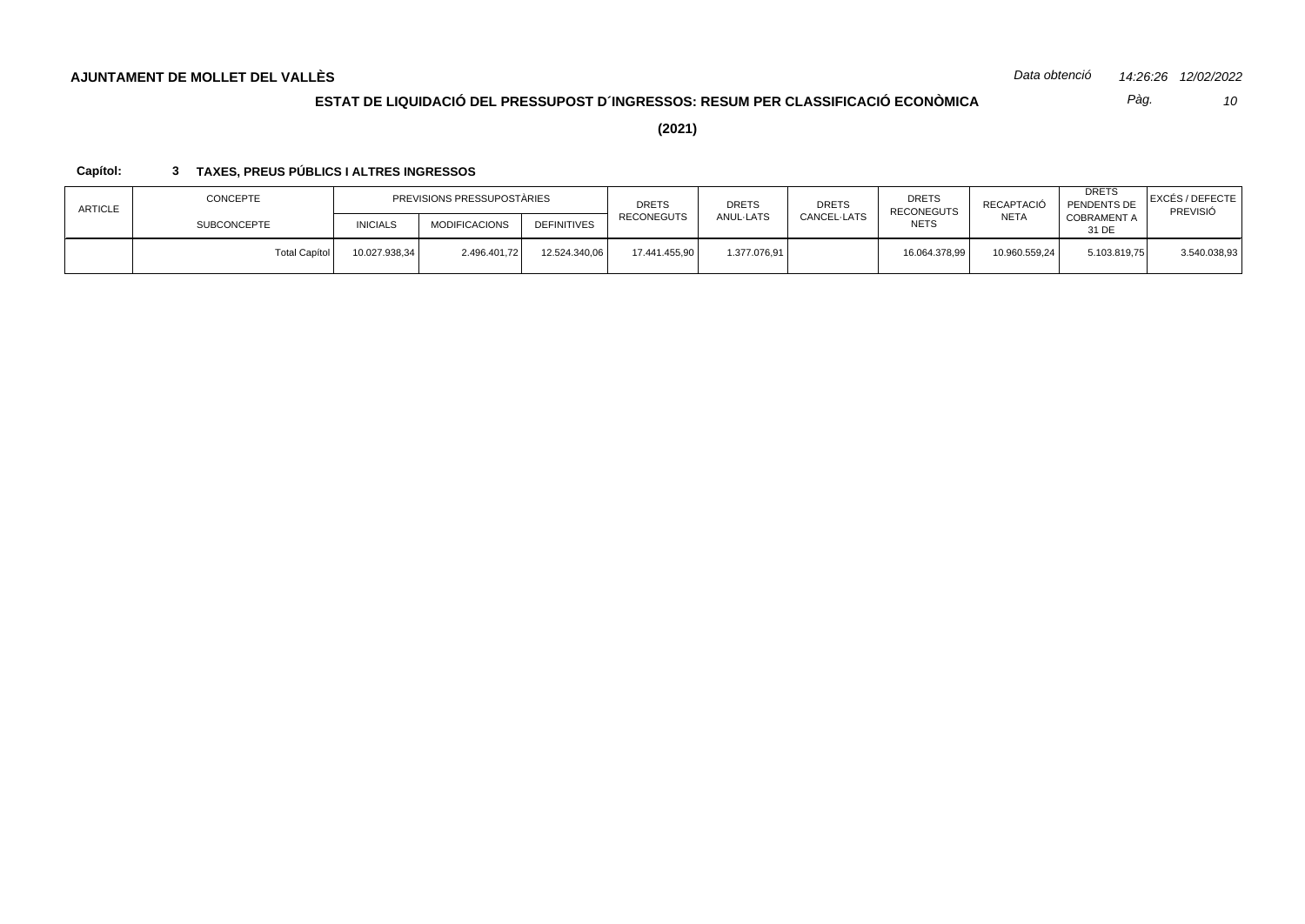**AJUNTAMENT DE MOLLET DEL VALLÈS**

*Data obtenció* *14:26:26 12/02/2022*

## ESTAT DE LIQUIDACIÓ DEL PRESSUPOST D´INGRESSOS: RESUM PER CLASSIFICACIÓ ECONÒMICA

**(2021)**

**Capítol:** **3 TAXES, PREUS PÚBLICS I ALTRES INGRESSOS**

| ARTICLE | CONCEPTE / SUBCONCEPTE | PREVISIONS PRESSUPOSTÀRIES | | | DRETS RECONEGUTS | DRETS ANUL·LATS | DRETS CANCEL·LATS | DRETS RECONEGUTS NETS | RECAPTACIÓ NETA | DRETS PENDENTS DE COBRAMENT A 31 DE | EXCÉS / DEFECTE PREVISIÓ |
|---|---|---|---|---|---|---|---|---|---|---|---|
| | | INICIALS | MODIFICACIONS | DEFINITIVES | | | | | | | |
| | Total Capítol | 10.027.938,34 | 2.496.401,72 | 12.524.340,06 | 17.441.455,90 | 1.377.076,91 | | 16.064.378,99 | 10.960.559,24 | 5.103.819,75 | 3.540.038,93 |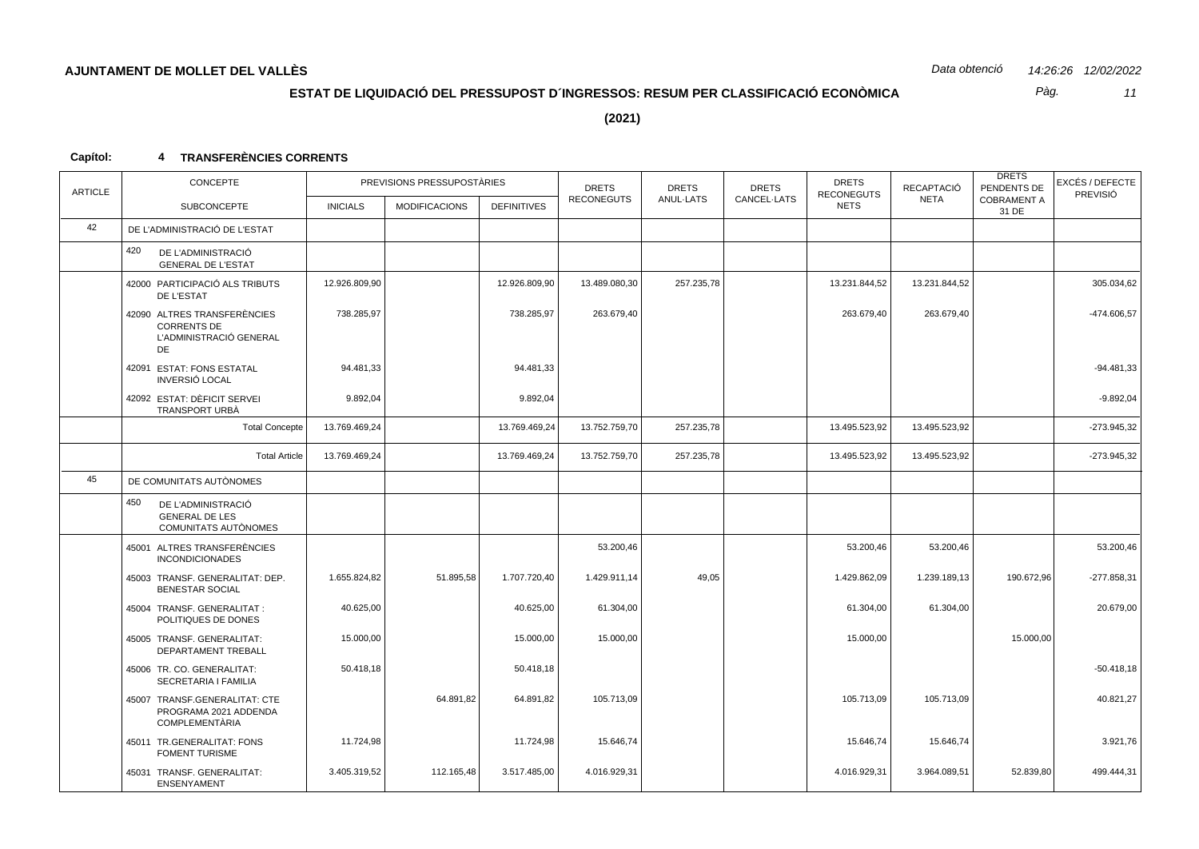**AJUNTAMENT DE MOLLET DEL VALLÈS**

*Data obtenció* *14:26:26 12/02/2022*

## ESTAT DE LIQUIDACIÓ DEL PRESSUPOST D´INGRESSOS: RESUM PER CLASSIFICACIÓ ECONÒMICA

**(2021)**

**Capítol: 4 TRANSFERÈNCIES CORRENTS**

| ARTICLE | CONCEPTE / SUBCONCEPTE | PREVISIONS PRESSUPOSTÀRIES INICIALS | MODIFICACIONS | DEFINITIVES | DRETS RECONEGUTS | DRETS ANUL·LATS | DRETS CANCEL·LATS | DRETS RECONEGUTS NETS | RECAPTACIÓ NETA | DRETS PENDENTS DE COBRAMENT A 31 DE | EXCÉS / DEFECTE PREVISIÓ |
|---|---|---|---|---|---|---|---|---|---|---|---|
| 42 | DE L'ADMINISTRACIÓ DE L'ESTAT | | | | | | | | | | |
| | 420 DE L'ADMINISTRACIÓ GENERAL DE L'ESTAT | | | | | | | | | | |
| | 42000 PARTICIPACIÓ ALS TRIBUTS DE L'ESTAT | 12.926.809,90 | | 12.926.809,90 | 13.489.080,30 | 257.235,78 | | 13.231.844,52 | 13.231.844,52 | | 305.034,62 |
| | 42090 ALTRES TRANSFERÈNCIES CORRENTS DE L'ADMINISTRACIÓ GENERAL DE | 738.285,97 | | 738.285,97 | 263.679,40 | | | 263.679,40 | 263.679,40 | | -474.606,57 |
| | 42091 ESTAT: FONS ESTATAL INVERSIÓ LOCAL | 94.481,33 | | 94.481,33 | | | | | | | -94.481,33 |
| | 42092 ESTAT: DÈFICIT SERVEI TRANSPORT URBÀ | 9.892,04 | | 9.892,04 | | | | | | | -9.892,04 |
| | Total Concepte | 13.769.469,24 | | 13.769.469,24 | 13.752.759,70 | 257.235,78 | | 13.495.523,92 | 13.495.523,92 | | -273.945,32 |
| | Total Article | 13.769.469,24 | | 13.769.469,24 | 13.752.759,70 | 257.235,78 | | 13.495.523,92 | 13.495.523,92 | | -273.945,32 |
| 45 | DE COMUNITATS AUTÒNOMES | | | | | | | | | | |
| | 450 DE L'ADMINISTRACIÓ GENERAL DE LES COMUNITATS AUTÒNOMES | | | | | | | | | | |
| | 45001 ALTRES TRANSFERÈNCIES INCONDICIONADES | | | | 53.200,46 | | | 53.200,46 | 53.200,46 | | 53.200,46 |
| | 45003 TRANSF. GENERALITAT: DEP. BENESTAR SOCIAL | 1.655.824,82 | 51.895,58 | 1.707.720,40 | 1.429.911,14 | 49,05 | | 1.429.862,09 | 1.239.189,13 | 190.672,96 | -277.858,31 |
| | 45004 TRANSF. GENERALITAT : POLITIQUES DE DONES | 40.625,00 | | 40.625,00 | 61.304,00 | | | 61.304,00 | 61.304,00 | | 20.679,00 |
| | 45005 TRANSF. GENERALITAT: DEPARTAMENT TREBALL | 15.000,00 | | 15.000,00 | 15.000,00 | | | 15.000,00 | | 15.000,00 | |
| | 45006 TR. CO. GENERALITAT: SECRETARIA I FAMILIA | 50.418,18 | | 50.418,18 | | | | | | | -50.418,18 |
| | 45007 TRANSF.GENERALITAT: CTE PROGRAMA 2021 ADDENDA COMPLEMENTÀRIA | | 64.891,82 | 64.891,82 | 105.713,09 | | | 105.713,09 | 105.713,09 | | 40.821,27 |
| | 45011 TR.GENERALITAT: FONS FOMENT TURISME | 11.724,98 | | 11.724,98 | 15.646,74 | | | 15.646,74 | 15.646,74 | | 3.921,76 |
| | 45031 TRANSF. GENERALITAT: ENSENYAMENT | 3.405.319,52 | 112.165,48 | 3.517.485,00 | 4.016.929,31 | | | 4.016.929,31 | 3.964.089,51 | 52.839,80 | 499.444,31 |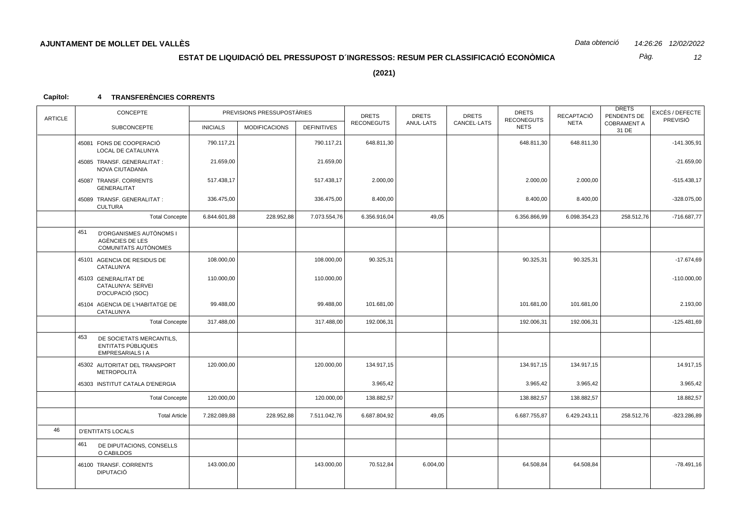**AJUNTAMENT DE MOLLET DEL VALLÈS**

*Data obtenció 14:26:26 12/02/2022*

## ESTAT DE LIQUIDACIÓ DEL PRESSUPOST D´INGRESSOS: RESUM PER CLASSIFICACIÓ ECONÒMICA

**(2021)**

**Capítol: 4 TRANSFERÈNCIES CORRENTS**

| ARTICLE | CONCEPTE / SUBCONCEPTE | PREVISIONS PRESSUPOSTÀRIES INICIALS | MODIFICACIONS | DEFINITIVES | DRETS RECONEGUTS | DRETS ANUL·LATS | DRETS CANCEL·LATS | DRETS RECONEGUTS NETS | RECAPTACIÓ NETA | DRETS PENDENTS DE COBRAMENT A 31 DE | EXCÉS / DEFECTE PREVISIÓ |
|---|---|---|---|---|---|---|---|---|---|---|---|
| | 45081 FONS DE COOPERACIÓ LOCAL DE CATALUNYA | 790.117,21 | | 790.117,21 | 648.811,30 | | | 648.811,30 | 648.811,30 | | -141.305,91 |
| | 45085 TRANSF. GENERALITAT : NOVA CIUTADANIA | 21.659,00 | | 21.659,00 | | | | | | | -21.659,00 |
| | 45087 TRANSF. CORRENTS GENERALITAT | 517.438,17 | | 517.438,17 | 2.000,00 | | | 2.000,00 | 2.000,00 | | -515.438,17 |
| | 45089 TRANSF. GENERALITAT : CULTURA | 336.475,00 | | 336.475,00 | 8.400,00 | | | 8.400,00 | 8.400,00 | | -328.075,00 |
| | Total Concepte | 6.844.601,88 | 228.952,88 | 7.073.554,76 | 6.356.916,04 | 49,05 | | 6.356.866,99 | 6.098.354,23 | 258.512,76 | -716.687,77 |
| | 451 D'ORGANISMES AUTÒNOMS I AGÈNCIES DE LES COMUNITATS AUTÒNOMES | | | | | | | | | | |
| | 45101 AGENCIA DE RESIDUS DE CATALUNYA | 108.000,00 | | 108.000,00 | 90.325,31 | | | 90.325,31 | 90.325,31 | | -17.674,69 |
| | 45103 GENERALITAT DE CATALUNYA: SERVEI D'OCUPACIÓ (SOC) | 110.000,00 | | 110.000,00 | | | | | | | -110.000,00 |
| | 45104 AGENCIA DE L'HABITATGE DE CATALUNYA | 99.488,00 | | 99.488,00 | 101.681,00 | | | 101.681,00 | 101.681,00 | | 2.193,00 |
| | Total Concepte | 317.488,00 | | 317.488,00 | 192.006,31 | | | 192.006,31 | 192.006,31 | | -125.481,69 |
| | 453 DE SOCIETATS MERCANTILS, ENTITATS PÚBLIQUES EMPRESARIALS I A | | | | | | | | | | |
| | 45302 AUTORITAT DEL TRANSPORT METROPOLITÀ | 120.000,00 | | 120.000,00 | 134.917,15 | | | 134.917,15 | 134.917,15 | | 14.917,15 |
| | 45303 INSTITUT CATALA D'ENERGIA | | | | 3.965,42 | | | 3.965,42 | 3.965,42 | | 3.965,42 |
| | Total Concepte | 120.000,00 | | 120.000,00 | 138.882,57 | | | 138.882,57 | 138.882,57 | | 18.882,57 |
| | Total Article | 7.282.089,88 | 228.952,88 | 7.511.042,76 | 6.687.804,92 | 49,05 | | 6.687.755,87 | 6.429.243,11 | 258.512,76 | -823.286,89 |
| 46 | D'ENTITATS LOCALS | | | | | | | | | | |
| | 461 DE DIPUTACIONS, CONSELLS O CABILDOS | | | | | | | | | | |
| | 46100 TRANSF. CORRENTS DIPUTACIÓ | 143.000,00 | | 143.000,00 | 70.512,84 | 6.004,00 | | 64.508,84 | 64.508,84 | | -78.491,16 |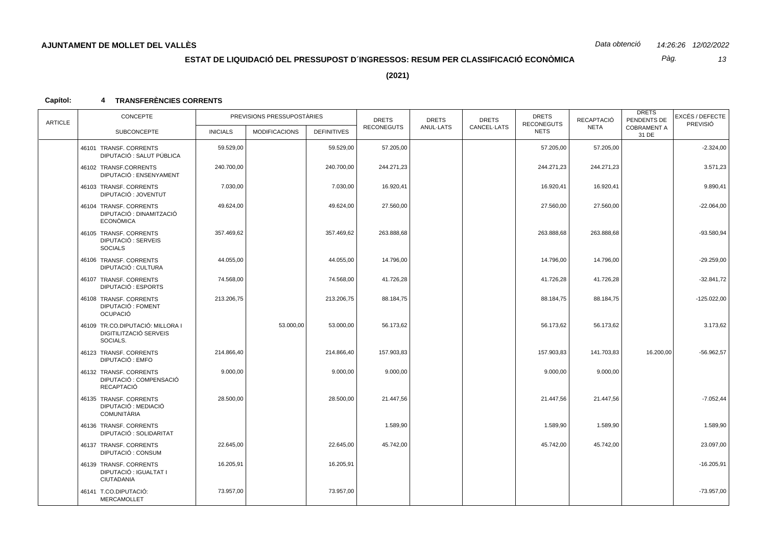**AJUNTAMENT DE MOLLET DEL VALLÈS**

*Data obtenció* *14:26:26 12/02/2022*

## ESTAT DE LIQUIDACIÓ DEL PRESSUPOST D´INGRESSOS: RESUM PER CLASSIFICACIÓ ECONÒMICA

**(2021)**

**Capítol: 4 TRANSFERÈNCIES CORRENTS**

| ARTICLE | CONCEPTE | PREVISIONS PRESSUPOSTÀRIES | | | DRETS RECONEGUTS | DRETS ANUL·LATS | DRETS CANCEL·LATS | DRETS RECONEGUTS NETS | RECAPTACIÓ NETA | DRETS PENDENTS DE COBRAMENT A 31 DE | EXCÉS / DEFECTE PREVISIÓ |
|---|---|---|---|---|---|---|---|---|---|---|---|
| | SUBCONCEPTE | INICIALS | MODIFICACIONS | DEFINITIVES | | | | | | | |
| | 46101 TRANSF. CORRENTS DIPUTACIÓ : SALUT PÚBLICA | 59.529,00 | | 59.529,00 | 57.205,00 | | | 57.205,00 | 57.205,00 | | -2.324,00 |
| | 46102 TRANSF.CORRENTS DIPUTACIÓ : ENSENYAMENT | 240.700,00 | | 240.700,00 | 244.271,23 | | | 244.271,23 | 244.271,23 | | 3.571,23 |
| | 46103 TRANSF. CORRENTS DIPUTACIÓ : JOVENTUT | 7.030,00 | | 7.030,00 | 16.920,41 | | | 16.920,41 | 16.920,41 | | 9.890,41 |
| | 46104 TRANSF. CORRENTS DIPUTACIÓ : DINAMITZACIÓ ECONÒMICA | 49.624,00 | | 49.624,00 | 27.560,00 | | | 27.560,00 | 27.560,00 | | -22.064,00 |
| | 46105 TRANSF. CORRENTS DIPUTACIÓ : SERVEIS SOCIALS | 357.469,62 | | 357.469,62 | 263.888,68 | | | 263.888,68 | 263.888,68 | | -93.580,94 |
| | 46106 TRANSF. CORRENTS DIPUTACIÓ : CULTURA | 44.055,00 | | 44.055,00 | 14.796,00 | | | 14.796,00 | 14.796,00 | | -29.259,00 |
| | 46107 TRANSF. CORRENTS DIPUTACIÓ : ESPORTS | 74.568,00 | | 74.568,00 | 41.726,28 | | | 41.726,28 | 41.726,28 | | -32.841,72 |
| | 46108 TRANSF. CORRENTS DIPUTACIÓ : FOMENT OCUPACIÓ | 213.206,75 | | 213.206,75 | 88.184,75 | | | 88.184,75 | 88.184,75 | | -125.022,00 |
| | 46109 TR.CO.DIPUTACIÓ: MILLORA I DIGITILITZACIÓ SERVEIS SOCIALS. | | 53.000,00 | 53.000,00 | 56.173,62 | | | 56.173,62 | 56.173,62 | | 3.173,62 |
| | 46123 TRANSF. CORRENTS DIPUTACIÓ : EMFO | 214.866,40 | | 214.866,40 | 157.903,83 | | | 157.903,83 | 141.703,83 | 16.200,00 | -56.962,57 |
| | 46132 TRANSF. CORRENTS DIPUTACIÓ : COMPENSACIÓ RECAPTACIÓ | 9.000,00 | | 9.000,00 | 9.000,00 | | | 9.000,00 | 9.000,00 | | |
| | 46135 TRANSF. CORRENTS DIPUTACIÓ : MEDIACIÓ COMUNITÀRIA | 28.500,00 | | 28.500,00 | 21.447,56 | | | 21.447,56 | 21.447,56 | | -7.052,44 |
| | 46136 TRANSF. CORRENTS DIPUTACIÓ : SOLIDARITAT | | | | 1.589,90 | | | 1.589,90 | 1.589,90 | | 1.589,90 |
| | 46137 TRANSF. CORRENTS DIPUTACIÓ : CONSUM | 22.645,00 | | 22.645,00 | 45.742,00 | | | 45.742,00 | 45.742,00 | | 23.097,00 |
| | 46139 TRANSF. CORRENTS DIPUTACIÓ : IGUALTAT I CIUTADANIA | 16.205,91 | | 16.205,91 | | | | | | | -16.205,91 |
| | 46141 T.CO.DIPUTACIÓ: MERCAMOLLET | 73.957,00 | | 73.957,00 | | | | | | | -73.957,00 |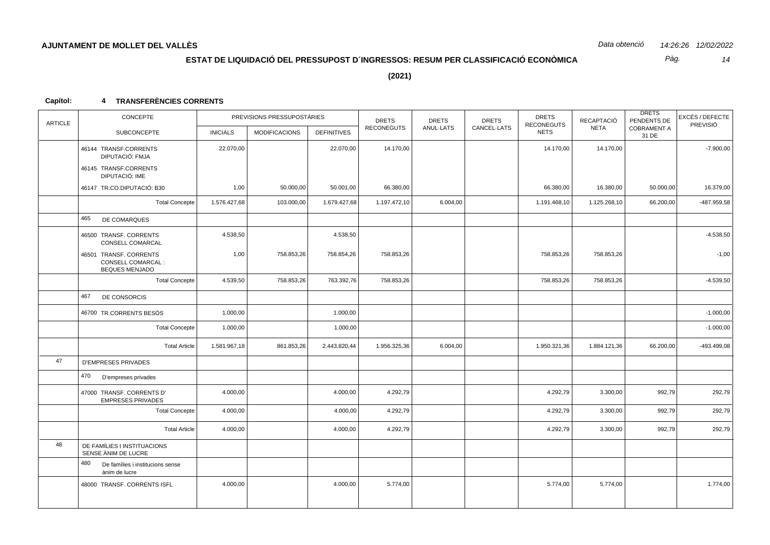**AJUNTAMENT DE MOLLET DEL VALLÈS**

*Data obtenció* *14:26:26 12/02/2022*

## ESTAT DE LIQUIDACIÓ DEL PRESSUPOST D´INGRESSOS: RESUM PER CLASSIFICACIÓ ECONÒMICA

**(2021)**

**Capítol: 4 TRANSFERÈNCIES CORRENTS**

| ARTICLE | CONCEPTE / SUBCONCEPTE | PREVISIONS PRESSUPOSTÀRIES INICIALS | MODIFICACIONS | DEFINITIVES | DRETS RECONEGUTS | DRETS ANUL·LATS | DRETS CANCEL·LATS | DRETS RECONEGUTS NETS | RECAPTACIÓ NETA | DRETS PENDENTS DE COBRAMENT A 31 DE | EXCÉS / DEFECTE PREVISIÓ |
|---|---|---|---|---|---|---|---|---|---|---|---|
| | 46144 TRANSF.CORRENTS DIPUTACIÓ: FMJA | 22.070,00 | | 22.070,00 | 14.170,00 | | | 14.170,00 | 14.170,00 | | -7.900,00 |
| | 46145 TRANSF.CORRENTS DIPUTACIÓ: IME | | | | | | | | | | |
| | 46147 TR.CO.DIPUTACIÓ: B30 | 1,00 | 50.000,00 | 50.001,00 | 66.380,00 | | | 66.380,00 | 16.380,00 | 50.000,00 | 16.379,00 |
| | Total Concepte | 1.576.427,68 | 103.000,00 | 1.679.427,68 | 1.197.472,10 | 6.004,00 | | 1.191.468,10 | 1.125.268,10 | 66.200,00 | -487.959,58 |
| | 465 DE COMARQUES | | | | | | | | | | |
| | 46500 TRANSF. CORRENTS CONSELL COMARCAL | 4.538,50 | | 4.538,50 | | | | | | | -4.538,50 |
| | 46501 TRANSF. CORRENTS CONSELL COMARCAL : BEQUES MENJADO | 1,00 | 758.853,26 | 758.854,26 | 758.853,26 | | | 758.853,26 | 758.853,26 | | -1,00 |
| | Total Concepte | 4.539,50 | 758.853,26 | 763.392,76 | 758.853,26 | | | 758.853,26 | 758.853,26 | | -4.539,50 |
| | 467 DE CONSORCIS | | | | | | | | | | |
| | 46700 TR.CORRENTS BESÒS | 1.000,00 | | 1.000,00 | | | | | | | -1.000,00 |
| | Total Concepte | 1.000,00 | | 1.000,00 | | | | | | | -1.000,00 |
| | Total Article | 1.581.967,18 | 861.853,26 | 2.443.820,44 | 1.956.325,36 | 6.004,00 | | 1.950.321,36 | 1.884.121,36 | 66.200,00 | -493.499,08 |
| 47 | D'EMPRESES PRIVADES | | | | | | | | | | |
| | 470 D'empreses privades | | | | | | | | | | |
| | 47000 TRANSF. CORRENTS D' EMPRESES PRIVADES | 4.000,00 | | 4.000,00 | 4.292,79 | | | 4.292,79 | 3.300,00 | 992,79 | 292,79 |
| | Total Concepte | 4.000,00 | | 4.000,00 | 4.292,79 | | | 4.292,79 | 3.300,00 | 992,79 | 292,79 |
| | Total Article | 4.000,00 | | 4.000,00 | 4.292,79 | | | 4.292,79 | 3.300,00 | 992,79 | 292,79 |
| 48 | DE FAMÍLIES I INSTITUACIONS SENSE ÀNIM DE LUCRE | | | | | | | | | | |
| | 480 De famílies i institucions sense ànim de lucre | | | | | | | | | | |
| | 48000 TRANSF. CORRENTS ISFL | 4.000,00 | | 4.000,00 | 5.774,00 | | | 5.774,00 | 5.774,00 | | 1.774,00 |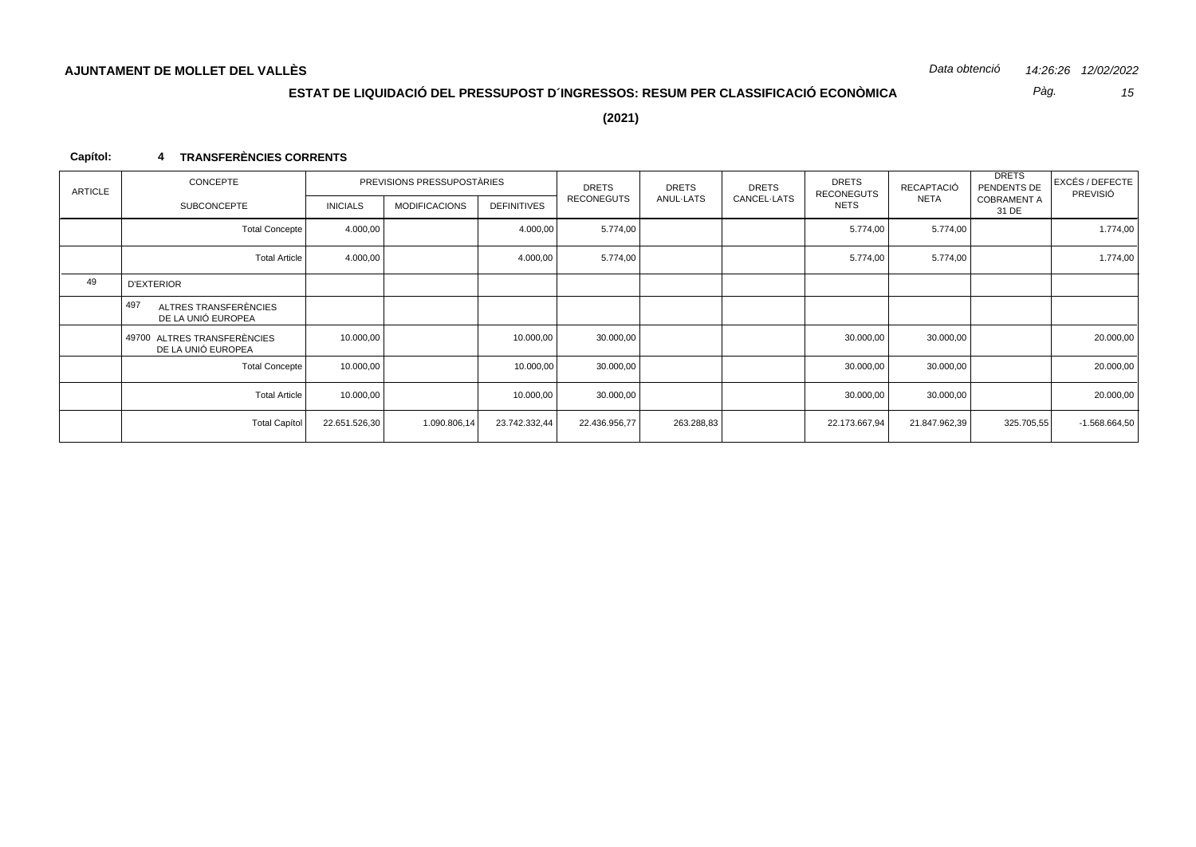**AJUNTAMENT DE MOLLET DEL VALLÈS**

*Data obtenció 14:26:26 12/02/2022*

## ESTAT DE LIQUIDACIÓ DEL PRESSUPOST D´INGRESSOS: RESUM PER CLASSIFICACIÓ ECONÒMICA

**(2021)**

**Capítol: 4 TRANSFERÈNCIES CORRENTS**

| ARTICLE | CONCEPTE | PREVISIONS PRESSUPOSTÀRIES | | | DRETS RECONEGUTS | DRETS ANUL·LATS | DRETS CANCEL·LATS | DRETS RECONEGUTS NETS | RECAPTACIÓ NETA | DRETS PENDENTS DE COBRAMENT A 31 DE | EXCÉS / DEFECTE PREVISIÓ |
|---|---|---|---|---|---|---|---|---|---|---|---|
| | SUBCONCEPTE | INICIALS | MODIFICACIONS | DEFINITIVES | | | | | | | |
| | Total Concepte | 4.000,00 | | 4.000,00 | 5.774,00 | | | 5.774,00 | 5.774,00 | | 1.774,00 |
| | Total Article | 4.000,00 | | 4.000,00 | 5.774,00 | | | 5.774,00 | 5.774,00 | | 1.774,00 |
| 49 | D'EXTERIOR | | | | | | | | | | |
| | 497 ALTRES TRANSFERÈNCIES DE LA UNIÓ EUROPEA | | | | | | | | | | |
| | 49700 ALTRES TRANSFERÈNCIES DE LA UNIÓ EUROPEA | 10.000,00 | | 10.000,00 | 30.000,00 | | | 30.000,00 | 30.000,00 | | 20.000,00 |
| | Total Concepte | 10.000,00 | | 10.000,00 | 30.000,00 | | | 30.000,00 | 30.000,00 | | 20.000,00 |
| | Total Article | 10.000,00 | | 10.000,00 | 30.000,00 | | | 30.000,00 | 30.000,00 | | 20.000,00 |
| | Total Capítol | 22.651.526,30 | 1.090.806,14 | 23.742.332,44 | 22.436.956,77 | 263.288,83 | | 22.173.667,94 | 21.847.962,39 | 325.705,55 | -1.568.664,50 |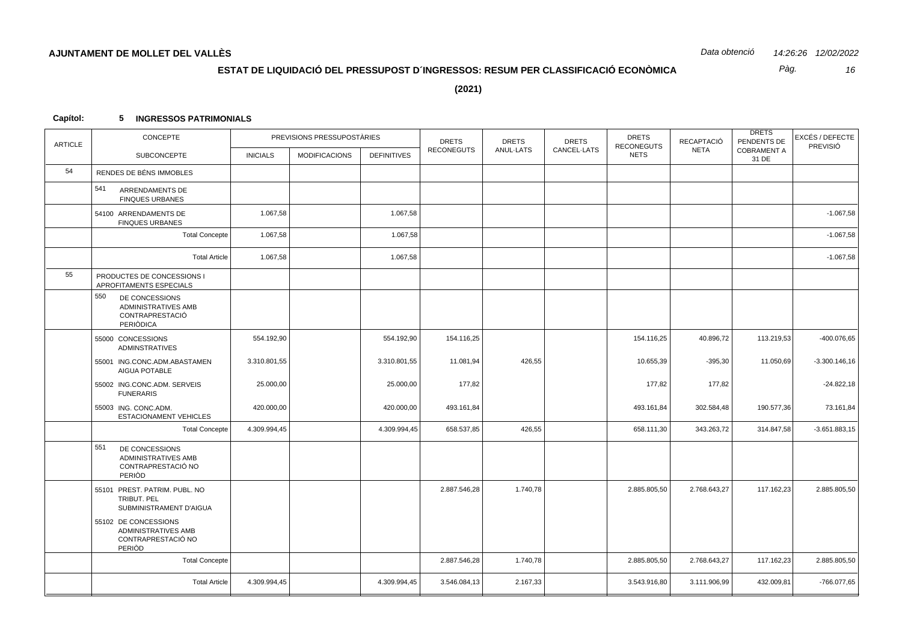**AJUNTAMENT DE MOLLET DEL VALLÈS**

*Data obtenció* *14:26:26 12/02/2022*

## ESTAT DE LIQUIDACIÓ DEL PRESSUPOST D´INGRESSOS: RESUM PER CLASSIFICACIÓ ECONÒMICA

**(2021)**

**Capítol: 5 INGRESSOS PATRIMONIALS**

| ARTICLE | CONCEPTE / SUBCONCEPTE | PREVISIONS PRESSUPOSTÀRIES INICIALS | MODIFICACIONS | DEFINITIVES | DRETS RECONEGUTS | DRETS ANUL·LATS | DRETS CANCEL·LATS | DRETS RECONEGUTS NETS | RECAPTACIÓ NETA | DRETS PENDENTS DE COBRAMENT A 31 DE | EXCÉS / DEFECTE PREVISIÓ |
|---|---|---|---|---|---|---|---|---|---|---|---|
| 54 | RENDES DE BÉNS IMMOBLES | | | | | | | | | | |
| | 541 ARRENDAMENTS DE FINQUES URBANES | | | | | | | | | | |
| | 54100 ARRENDAMENTS DE FINQUES URBANES | 1.067,58 | | 1.067,58 | | | | | | | -1.067,58 |
| | Total Concepte | 1.067,58 | | 1.067,58 | | | | | | | -1.067,58 |
| | Total Article | 1.067,58 | | 1.067,58 | | | | | | | -1.067,58 |
| 55 | PRODUCTES DE CONCESSIONS I APROFITAMENTS ESPECIALS | | | | | | | | | | |
| | 550 DE CONCESSIONS ADMINISTRATIVES AMB CONTRAPRESTACIÓ PERIÒDICA | | | | | | | | | | |
| | 55000 CONCESSIONS ADMINSTRATIVES | 554.192,90 | | 554.192,90 | 154.116,25 | | | 154.116,25 | 40.896,72 | 113.219,53 | -400.076,65 |
| | 55001 ING.CONC.ADM.ABASTAMEN AIGUA POTABLE | 3.310.801,55 | | 3.310.801,55 | 11.081,94 | 426,55 | | 10.655,39 | -395,30 | 11.050,69 | -3.300.146,16 |
| | 55002 ING.CONC.ADM. SERVEIS FUNERARIS | 25.000,00 | | 25.000,00 | 177,82 | | | 177,82 | 177,82 | | -24.822,18 |
| | 55003 ING. CONC.ADM. ESTACIONAMENT VEHICLES | 420.000,00 | | 420.000,00 | 493.161,84 | | | 493.161,84 | 302.584,48 | 190.577,36 | 73.161,84 |
| | Total Concepte | 4.309.994,45 | | 4.309.994,45 | 658.537,85 | 426,55 | | 658.111,30 | 343.263,72 | 314.847,58 | -3.651.883,15 |
| | 551 DE CONCESSIONS ADMINISTRATIVES AMB CONTRAPRESTACIÓ NO PERIÒD | | | | | | | | | | |
| | 55101 PREST. PATRIM. PUBL. NO TRIBUT. PEL SUBMINISTRAMENT D'AIGUA | | | | 2.887.546,28 | 1.740,78 | | 2.885.805,50 | 2.768.643,27 | 117.162,23 | 2.885.805,50 |
| | 55102 DE CONCESSIONS ADMINISTRATIVES AMB CONTRAPRESTACIÓ NO PERIÒD | | | | | | | | | | |
| | Total Concepte | | | | 2.887.546,28 | 1.740,78 | | 2.885.805,50 | 2.768.643,27 | 117.162,23 | 2.885.805,50 |
| | Total Article | 4.309.994,45 | | 4.309.994,45 | 3.546.084,13 | 2.167,33 | | 3.543.916,80 | 3.111.906,99 | 432.009,81 | -766.077,65 |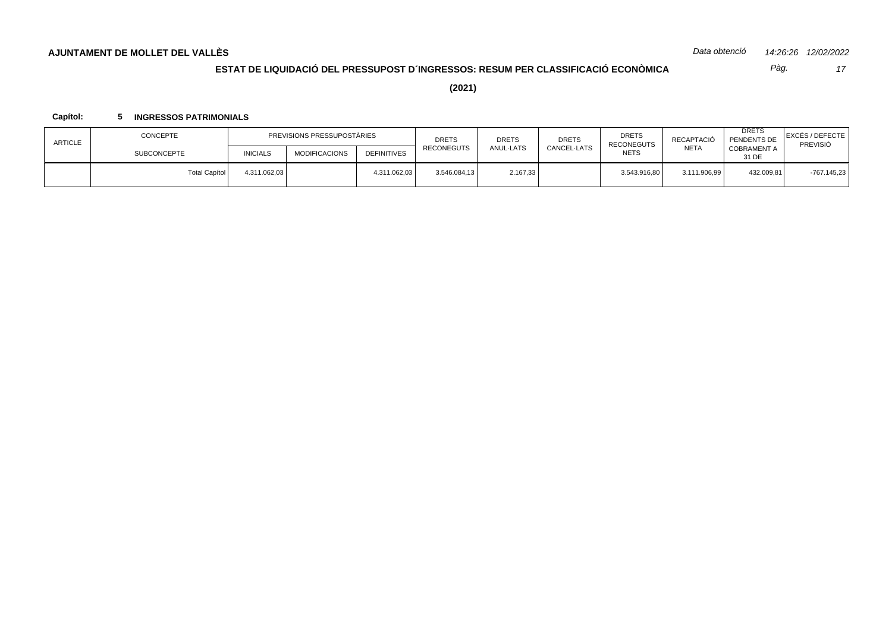**AJUNTAMENT DE MOLLET DEL VALLÈS**

*Data obtenció* *14:26:26 12/02/2022*

## ESTAT DE LIQUIDACIÓ DEL PRESSUPOST D´INGRESSOS: RESUM PER CLASSIFICACIÓ ECONÒMICA

**(2021)**

**Capítol:** **5 INGRESSOS PATRIMONIALS**

| ARTICLE | CONCEPTE | PREVISIONS PRESSUPOSTÀRIES | | | DRETS RECONEGUTS | DRETS ANUL·LATS | DRETS CANCEL·LATS | DRETS RECONEGUTS NETS | RECAPTACIÓ NETA | DRETS PENDENTS DE COBRAMENT A 31 DE | EXCÉS / DEFECTE PREVISIÓ |
|---|---|---|---|---|---|---|---|---|---|---|---|
| | SUBCONCEPTE | INICIALS | MODIFICACIONS | DEFINITIVES | | | | | | | |
| | Total Capítol | 4.311.062,03 | | 4.311.062,03 | 3.546.084,13 | 2.167,33 | | 3.543.916,80 | 3.111.906,99 | 432.009,81 | -767.145,23 |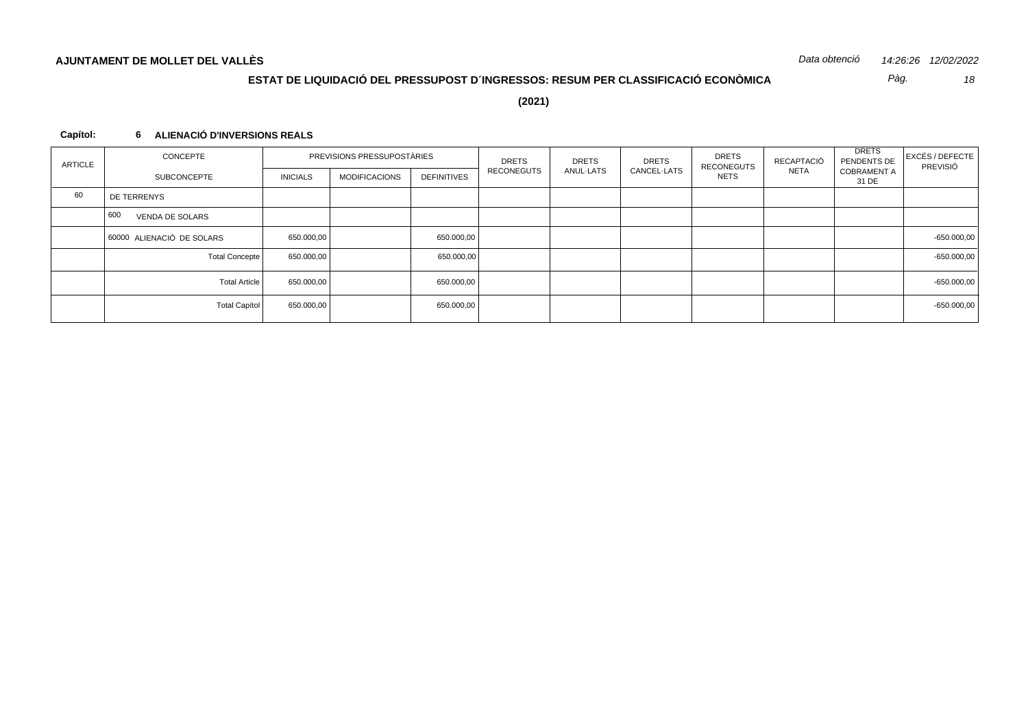**AJUNTAMENT DE MOLLET DEL VALLÈS**

*Data obtenció* *14:26:26 12/02/2022*

## ESTAT DE LIQUIDACIÓ DEL PRESSUPOST D´INGRESSOS: RESUM PER CLASSIFICACIÓ ECONÒMICA

**(2021)**

**Capítol: 6 ALIENACIÓ D'INVERSIONS REALS**

| ARTICLE | CONCEPTE | PREVISIONS PRESSUPOSTÀRIES | | | DRETS RECONEGUTS | DRETS ANUL·LATS | DRETS CANCEL·LATS | DRETS RECONEGUTS NETS | RECAPTACIÓ NETA | DRETS PENDENTS DE COBRAMENT A 31 DE | EXCÉS / DEFECTE PREVISIÓ |
|---|---|---|---|---|---|---|---|---|---|---|---|
| | SUBCONCEPTE | INICIALS | MODIFICACIONS | DEFINITIVES | | | | | | | |
| 60 | DE TERRENYS | | | | | | | | | | |
| | 600 VENDA DE SOLARS | | | | | | | | | | |
| | 60000 ALIENACIÓ DE SOLARS | 650.000,00 | | 650.000,00 | | | | | | | -650.000,00 |
| | Total Concepte | 650.000,00 | | 650.000,00 | | | | | | | -650.000,00 |
| | Total Article | 650.000,00 | | 650.000,00 | | | | | | | -650.000,00 |
| | Total Capítol | 650.000,00 | | 650.000,00 | | | | | | | -650.000,00 |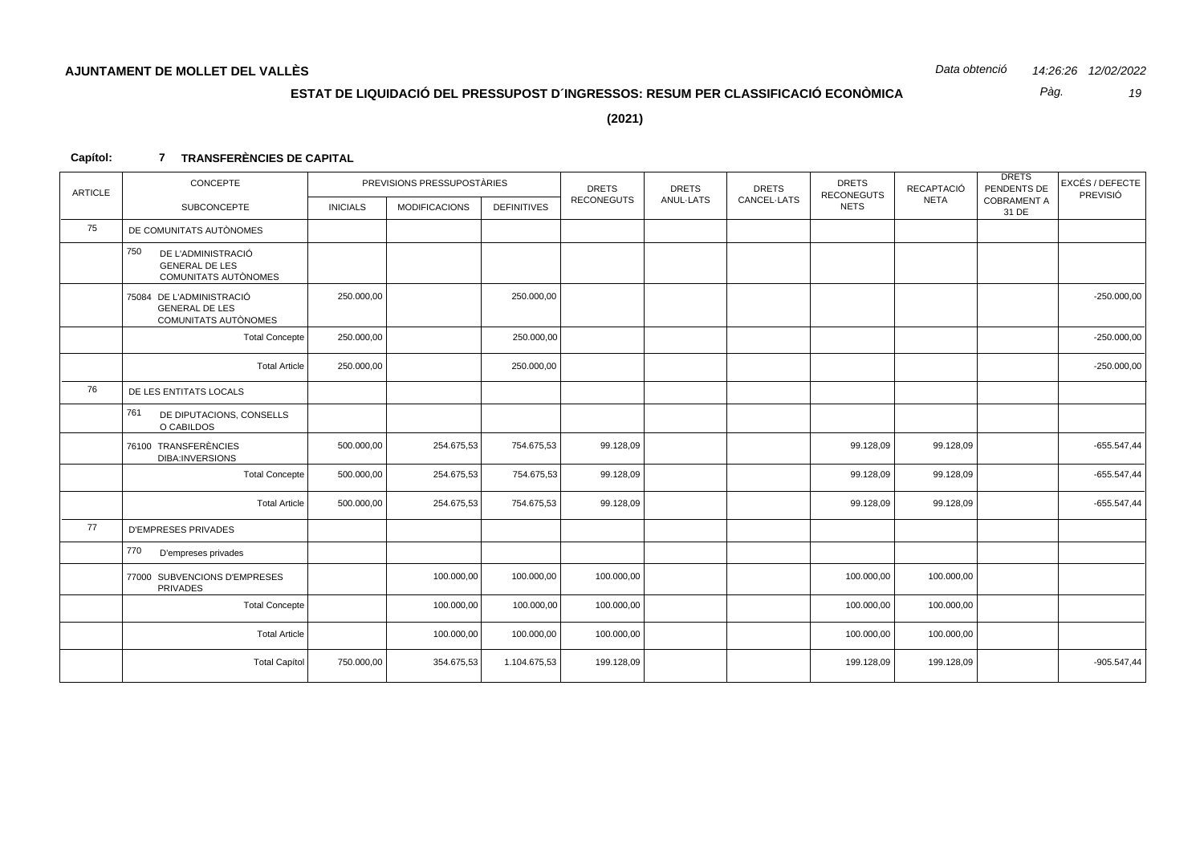**AJUNTAMENT DE MOLLET DEL VALLÈS** *Data obtenció 14:26:26 12/02/2022*

## ESTAT DE LIQUIDACIÓ DEL PRESSUPOST D´INGRESSOS: RESUM PER CLASSIFICACIÓ ECONÒMICA

**(2021)**

**Capítol: 7 TRANSFERÈNCIES DE CAPITAL**

| ARTICLE | CONCEPTE / SUBCONCEPTE | PREVISIONS PRESSUPOSTÀRIES INICIALS | MODIFICACIONS | DEFINITIVES | DRETS RECONEGUTS | DRETS ANUL·LATS | DRETS CANCEL·LATS | DRETS RECONEGUTS NETS | RECAPTACIÓ NETA | DRETS PENDENTS DE COBRAMENT A 31 DE | EXCÉS / DEFECTE PREVISIÓ |
|---|---|---|---|---|---|---|---|---|---|---|---|
| 75 | DE COMUNITATS AUTÒNOMES | | | | | | | | | | |
| | 750 DE L'ADMINISTRACIÓ GENERAL DE LES COMUNITATS AUTÒNOMES | | | | | | | | | | |
| | 75084 DE L'ADMINISTRACIÓ GENERAL DE LES COMUNITATS AUTÒNOMES | 250.000,00 | | 250.000,00 | | | | | | | -250.000,00 |
| | Total Concepte | 250.000,00 | | 250.000,00 | | | | | | | -250.000,00 |
| | Total Article | 250.000,00 | | 250.000,00 | | | | | | | -250.000,00 |
| 76 | DE LES ENTITATS LOCALS | | | | | | | | | | |
| | 761 DE DIPUTACIONS, CONSELLS O CABILDOS | | | | | | | | | | |
| | 76100 TRANSFERÈNCIES DIBA:INVERSIONS | 500.000,00 | 254.675,53 | 754.675,53 | 99.128,09 | | | 99.128,09 | 99.128,09 | | -655.547,44 |
| | Total Concepte | 500.000,00 | 254.675,53 | 754.675,53 | 99.128,09 | | | 99.128,09 | 99.128,09 | | -655.547,44 |
| | Total Article | 500.000,00 | 254.675,53 | 754.675,53 | 99.128,09 | | | 99.128,09 | 99.128,09 | | -655.547,44 |
| 77 | D'EMPRESES PRIVADES | | | | | | | | | | |
| | 770 D'empreses privades | | | | | | | | | | |
| | 77000 SUBVENCIONS D'EMPRESES PRIVADES | | 100.000,00 | 100.000,00 | 100.000,00 | | | 100.000,00 | 100.000,00 | | |
| | Total Concepte | | 100.000,00 | 100.000,00 | 100.000,00 | | | 100.000,00 | 100.000,00 | | |
| | Total Article | | 100.000,00 | 100.000,00 | 100.000,00 | | | 100.000,00 | 100.000,00 | | |
| | Total Capítol | 750.000,00 | 354.675,53 | 1.104.675,53 | 199.128,09 | | | 199.128,09 | 199.128,09 | | -905.547,44 |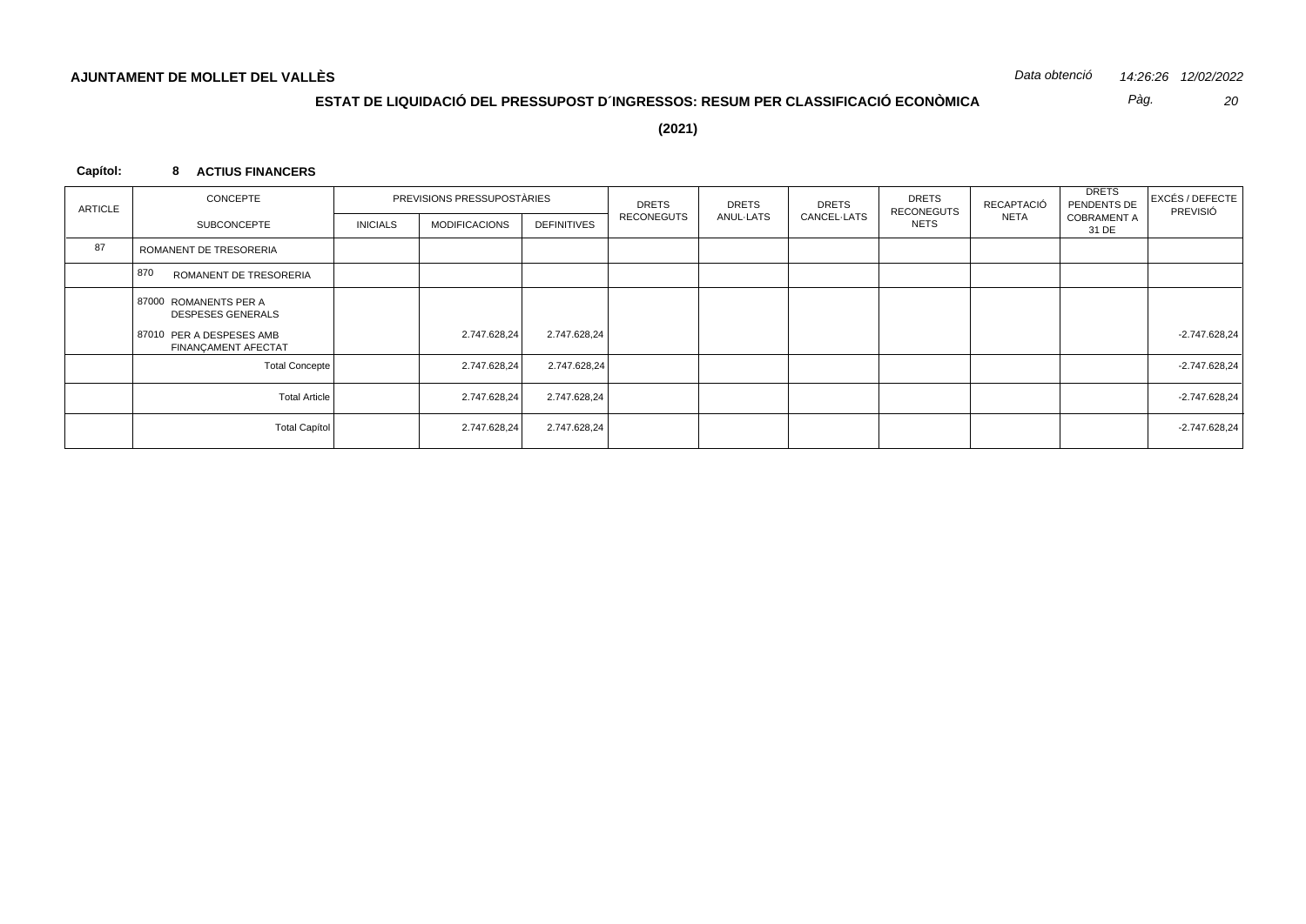**AJUNTAMENT DE MOLLET DEL VALLÈS**

*Data obtenció* *14:26:26 12/02/2022*

## ESTAT DE LIQUIDACIÓ DEL PRESSUPOST D´INGRESSOS: RESUM PER CLASSIFICACIÓ ECONÒMICA

**(2021)**

**Capítol: 8 ACTIUS FINANCERS**

| ARTICLE | CONCEPTE / SUBCONCEPTE | PREVISIONS PRESSUPOSTÀRIES INICIALS | MODIFICACIONS | DEFINITIVES | DRETS RECONEGUTS | DRETS ANUL·LATS | DRETS CANCEL·LATS | DRETS RECONEGUTS NETS | RECAPTACIÓ NETA | DRETS PENDENTS DE COBRAMENT A 31 DE | EXCÉS / DEFECTE PREVISIÓ |
|---|---|---|---|---|---|---|---|---|---|---|---|
| 87 | ROMANENT DE TRESORERIA | | | | | | | | | | |
| | 870 ROMANENT DE TRESORERIA | | | | | | | | | | |
| | 87000 ROMANENTS PER A DESPESES GENERALS | | | | | | | | | | |
| | 87010 PER A DESPESES AMB FINANÇAMENT AFECTAT | | 2.747.628,24 | 2.747.628,24 | | | | | | | -2.747.628,24 |
| | Total Concepte | | 2.747.628,24 | 2.747.628,24 | | | | | | | -2.747.628,24 |
| | Total Article | | 2.747.628,24 | 2.747.628,24 | | | | | | | -2.747.628,24 |
| | Total Capítol | | 2.747.628,24 | 2.747.628,24 | | | | | | | -2.747.628,24 |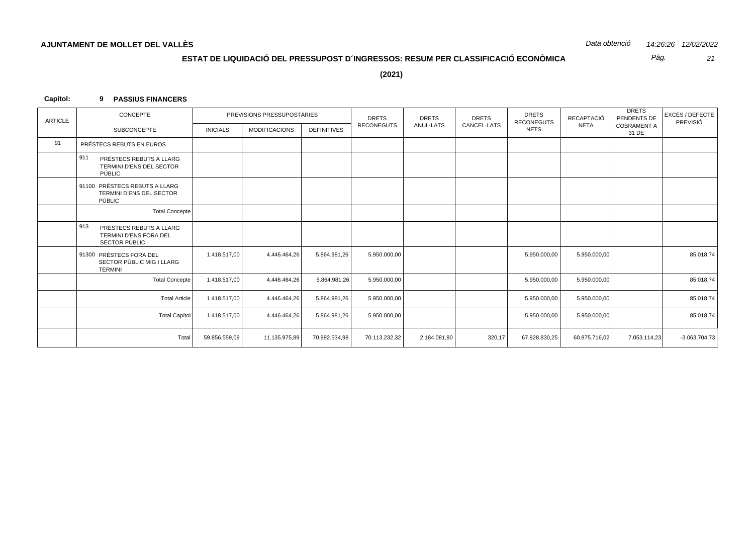**AJUNTAMENT DE MOLLET DEL VALLÈS**

*Data obtenció 14:26:26 12/02/2022*

## ESTAT DE LIQUIDACIÓ DEL PRESSUPOST D´INGRESSOS: RESUM PER CLASSIFICACIÓ ECONÒMICA

**(2021)**

**Capítol: 9 PASSIUS FINANCERS**

| ARTICLE | CONCEPTE / SUBCONCEPTE | PREVISIONS PRESSUPOSTÀRIES INICIALS | MODIFICACIONS | DEFINITIVES | DRETS RECONEGUTS | DRETS ANUL·LATS | DRETS CANCEL·LATS | DRETS RECONEGUTS NETS | RECAPTACIÓ NETA | DRETS PENDENTS DE COBRAMENT A 31 DE | EXCÉS / DEFECTE PREVISIÓ |
|---|---|---|---|---|---|---|---|---|---|---|---|
| 91 | PRÉSTECS REBUTS EN EUROS | | | | | | | | | | |
| | 911 PRÉSTECS REBUTS A LLARG TERMINI D'ENS DEL SECTOR PÚBLIC | | | | | | | | | | |
| | 91100 PRÉSTECS REBUTS A LLARG TERMINI D'ENS DEL SECTOR PÚBLIC | | | | | | | | | | |
| | Total Concepte | | | | | | | | | | |
| | 913 PRÉSTECS REBUTS A LLARG TERMINI D'ENS FORA DEL SECTOR PÚBLIC | | | | | | | | | | |
| | 91300 PRÉSTECS FORA DEL SECTOR PÚBLIC MIG I LLARG TERMINI | 1.418.517,00 | 4.446.464,26 | 5.864.981,26 | 5.950.000,00 | | | 5.950.000,00 | 5.950.000,00 | | 85.018,74 |
| | Total Concepte | 1.418.517,00 | 4.446.464,26 | 5.864.981,26 | 5.950.000,00 | | | 5.950.000,00 | 5.950.000,00 | | 85.018,74 |
| | Total Article | 1.418.517,00 | 4.446.464,26 | 5.864.981,26 | 5.950.000,00 | | | 5.950.000,00 | 5.950.000,00 | | 85.018,74 |
| | Total Capítol | 1.418.517,00 | 4.446.464,26 | 5.864.981,26 | 5.950.000,00 | | | 5.950.000,00 | 5.950.000,00 | | 85.018,74 |
| | Total | 59.856.559,09 | 11.135.975,89 | 70.992.534,98 | 70.113.232,32 | 2.184.081,90 | 320,17 | 67.928.830,25 | 60.875.716,02 | 7.053.114,23 | -3.063.704,73 |